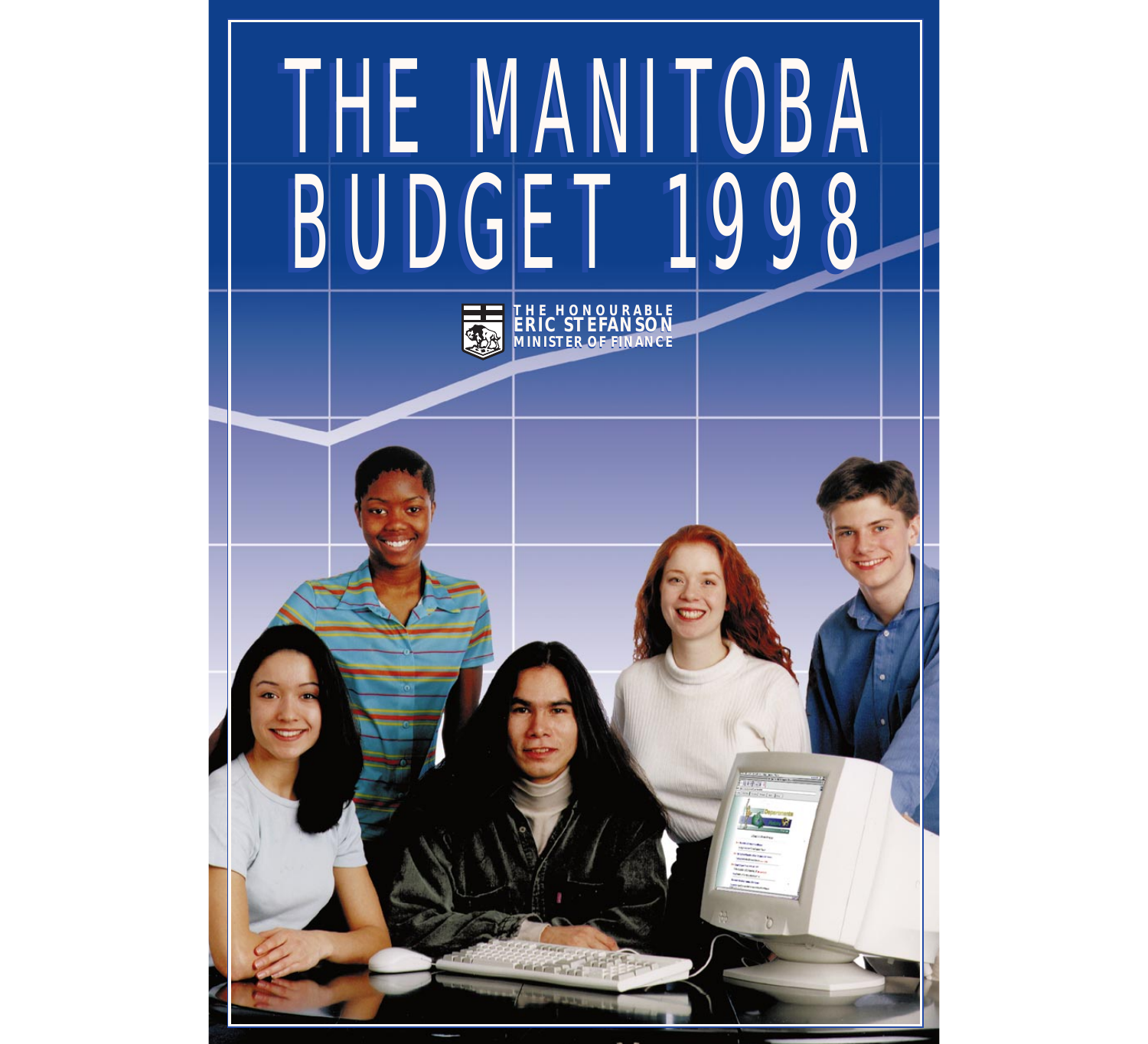# THE MANITOBA BUDGET 1998

THE HONOURABLE
**ERIC STEFANSON**
MINISTER OF FINANCE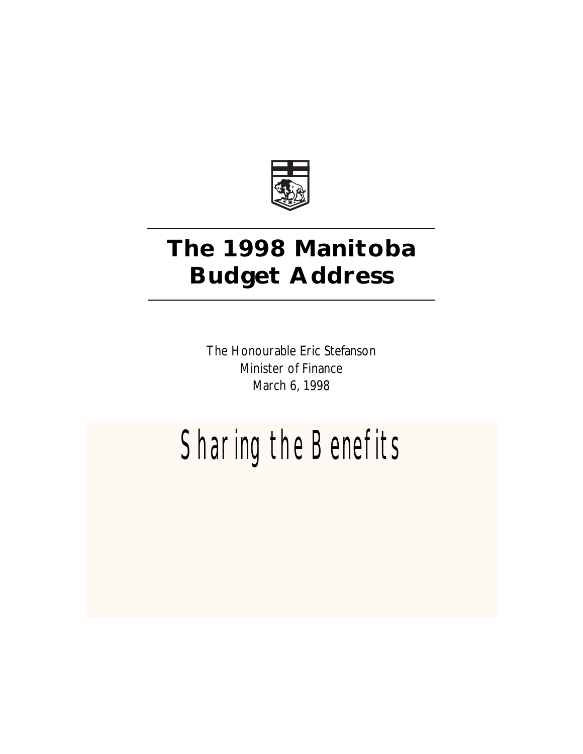# The 1998 Manitoba Budget Address

The Honourable Eric Stefanson
Minister of Finance
March 6, 1998

Sharing the Benefits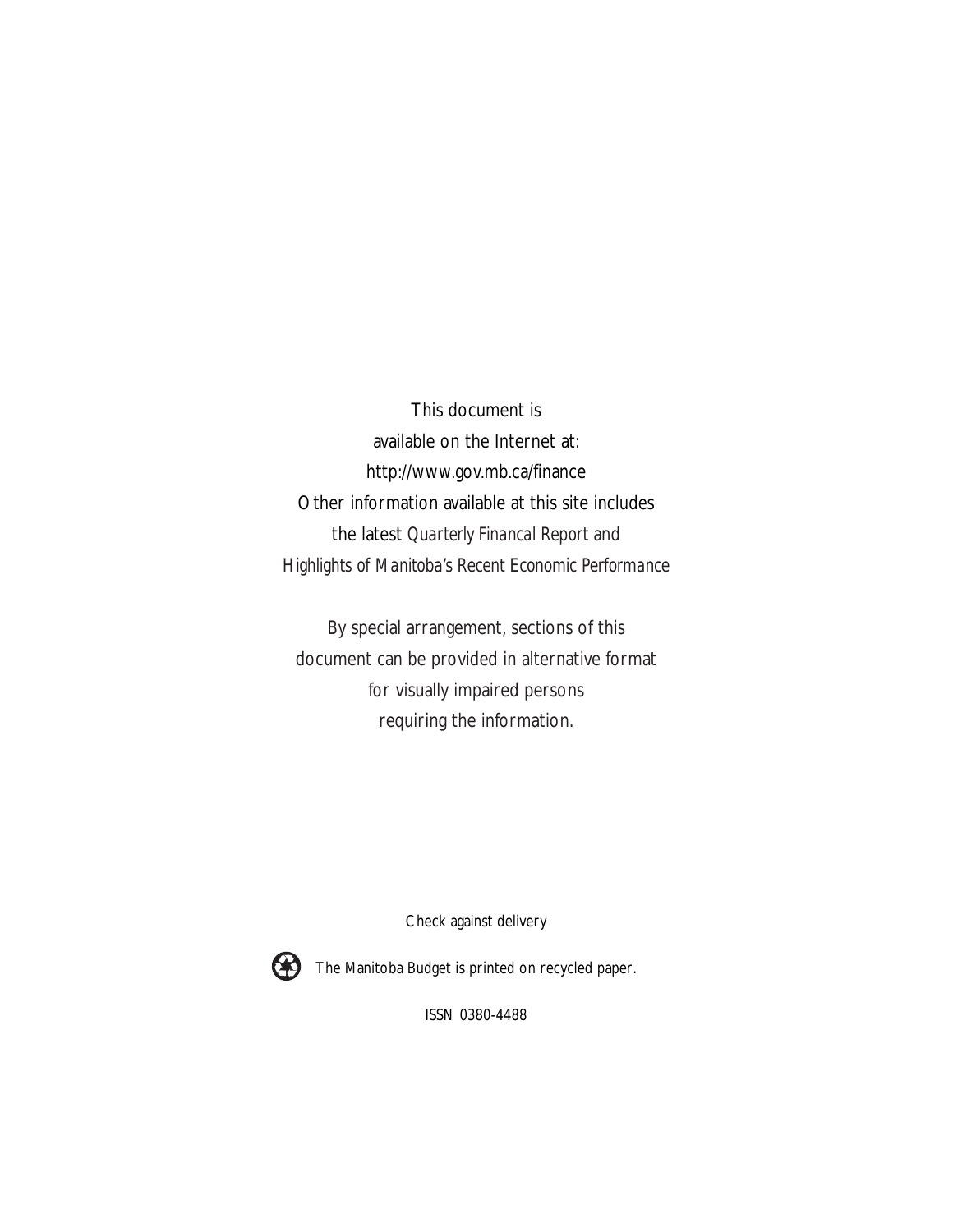This document is
available on the Internet at:
http://www.gov.mb.ca/finance
Other information available at this site includes
the latest *Quarterly Financal Report* and
*Highlights of Manitoba's Recent Economic Performance*

By special arrangement, sections of this
document can be provided in alternative format
for visually impaired persons
requiring the information.

Check against delivery

The Manitoba Budget is printed on recycled paper.

ISSN 0380-4488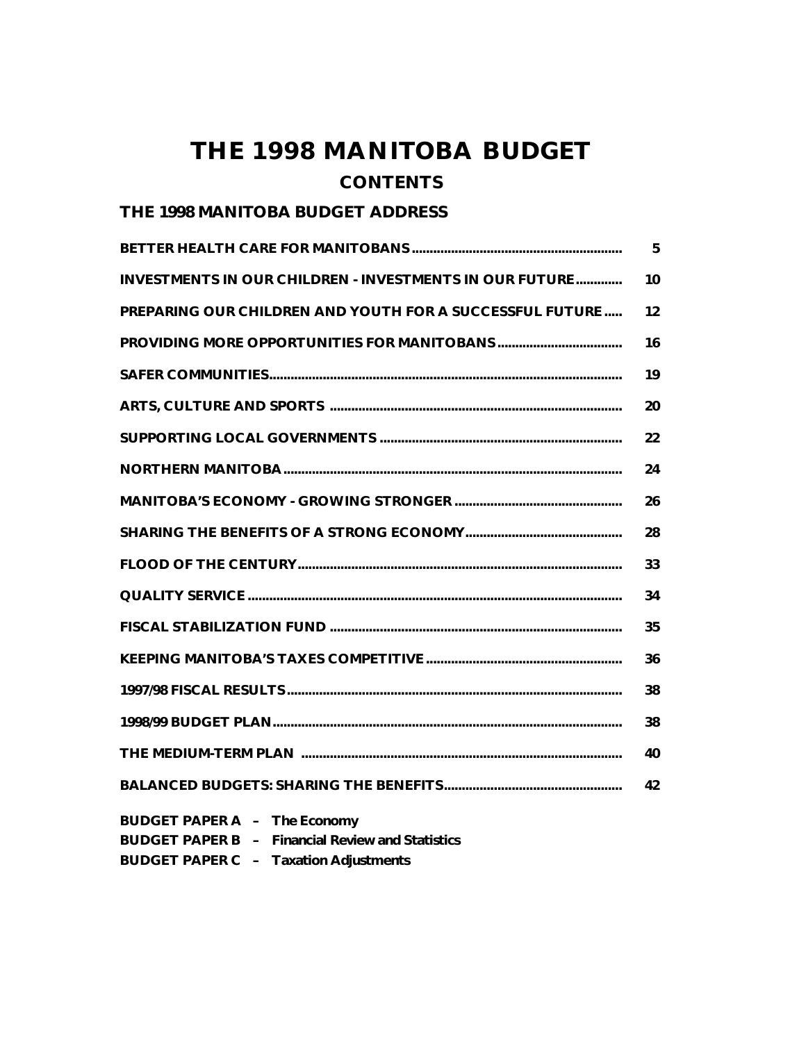# THE 1998 MANITOBA BUDGET

## CONTENTS

### THE 1998 MANITOBA BUDGET ADDRESS

| | |
|---|---|
| **BETTER HEALTH CARE FOR MANITOBANS** | **5** |
| **INVESTMENTS IN OUR CHILDREN - INVESTMENTS IN OUR FUTURE** | **10** |
| **PREPARING OUR CHILDREN AND YOUTH FOR A SUCCESSFUL FUTURE** | **12** |
| **PROVIDING MORE OPPORTUNITIES FOR MANITOBANS** | **16** |
| **SAFER COMMUNITIES** | **19** |
| **ARTS, CULTURE AND SPORTS** | **20** |
| **SUPPORTING LOCAL GOVERNMENTS** | **22** |
| **NORTHERN MANITOBA** | **24** |
| **MANITOBA'S ECONOMY - GROWING STRONGER** | **26** |
| **SHARING THE BENEFITS OF A STRONG ECONOMY** | **28** |
| **FLOOD OF THE CENTURY** | **33** |
| **QUALITY SERVICE** | **34** |
| **FISCAL STABILIZATION FUND** | **35** |
| **KEEPING MANITOBA'S TAXES COMPETITIVE** | **36** |
| **1997/98 FISCAL RESULTS** | **38** |
| **1998/99 BUDGET PLAN** | **38** |
| **THE MEDIUM-TERM PLAN** | **40** |
| **BALANCED BUDGETS: SHARING THE BENEFITS** | **42** |

**BUDGET PAPER A – The Economy**
**BUDGET PAPER B – Financial Review and Statistics**
**BUDGET PAPER C – Taxation Adjustments**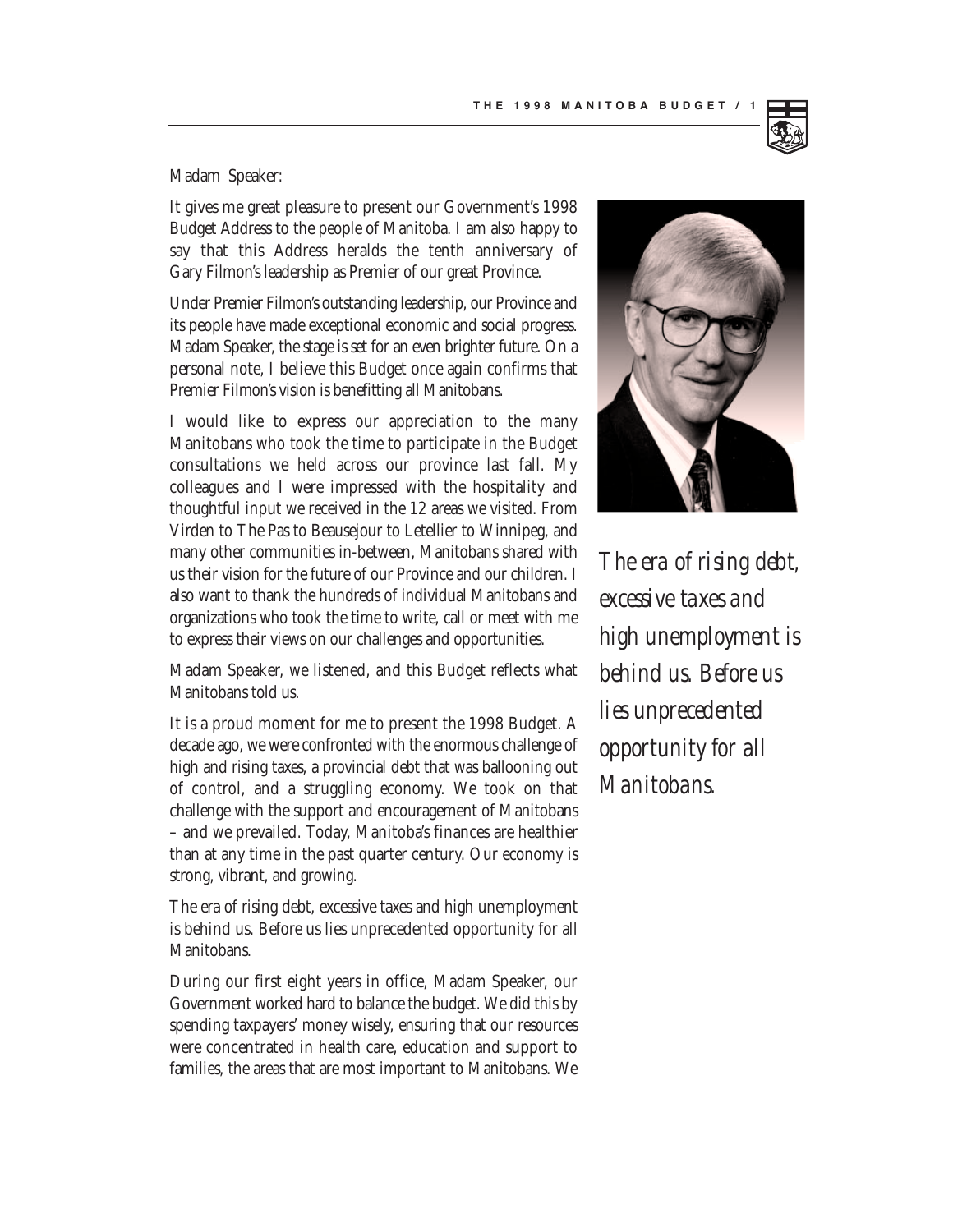Madam Speaker:

It gives me great pleasure to present our Government's 1998 Budget Address to the people of Manitoba. I am also happy to say that this Address heralds the tenth anniversary of Gary Filmon's leadership as Premier of our great Province.

Under Premier Filmon's outstanding leadership, our Province and its people have made exceptional economic and social progress. Madam Speaker, the stage is set for an even brighter future. On a personal note, I believe this Budget once again confirms that Premier Filmon's vision is benefitting all Manitobans.

I would like to express our appreciation to the many Manitobans who took the time to participate in the Budget consultations we held across our province last fall. My colleagues and I were impressed with the hospitality and thoughtful input we received in the 12 areas we visited. From Virden to The Pas to Beausejour to Letellier to Winnipeg, and many other communities in-between, Manitobans shared with us their vision for the future of our Province and our children. I also want to thank the hundreds of individual Manitobans and organizations who took the time to write, call or meet with me to express their views on our challenges and opportunities.

Madam Speaker, we listened, and this Budget reflects what Manitobans told us.

It is a proud moment for me to present the 1998 Budget. A decade ago, we were confronted with the enormous challenge of high and rising taxes, a provincial debt that was ballooning out of control, and a struggling economy. We took on that challenge with the support and encouragement of Manitobans – and we prevailed. Today, Manitoba's finances are healthier than at any time in the past quarter century. Our economy is strong, vibrant, and growing.

The era of rising debt, excessive taxes and high unemployment is behind us. Before us lies unprecedented opportunity for all Manitobans.

During our first eight years in office, Madam Speaker, our Government worked hard to balance the budget. We did this by spending taxpayers' money wisely, ensuring that our resources were concentrated in health care, education and support to families, the areas that are most important to Manitobans. We

*The era of rising debt, excessive taxes and high unemployment is behind us. Before us lies unprecedented opportunity for all Manitobans.*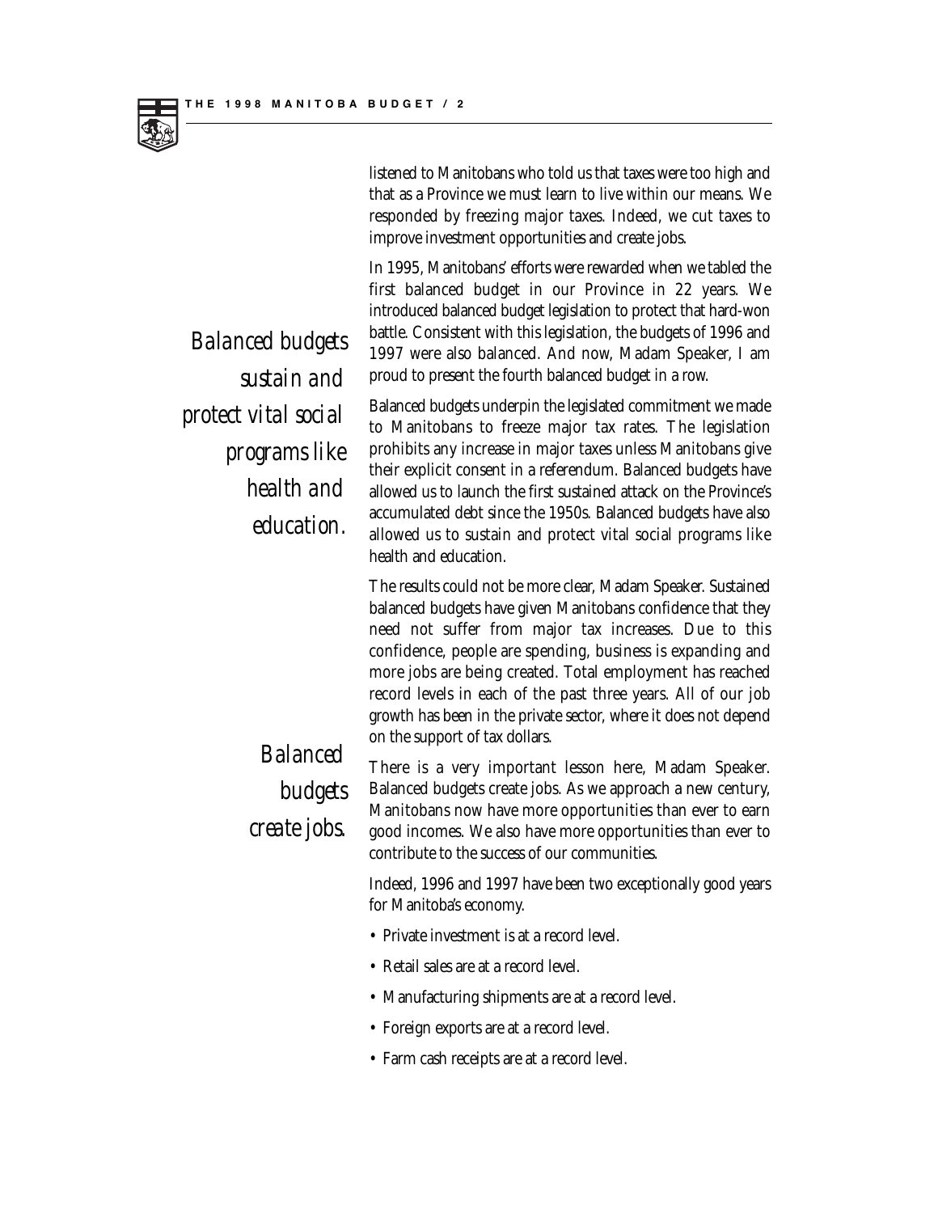listened to Manitobans who told us that taxes were too high and that as a Province we must learn to live within our means. We responded by freezing major taxes. Indeed, we cut taxes to improve investment opportunities and create jobs.

In 1995, Manitobans' efforts were rewarded when we tabled the first balanced budget in our Province in 22 years. We introduced balanced budget legislation to protect that hard-won battle. Consistent with this legislation, the budgets of 1996 and 1997 were also balanced. And now, Madam Speaker, I am proud to present the fourth balanced budget in a row.

*Balanced budgets sustain and protect vital social programs like health and education.*

Balanced budgets underpin the legislated commitment we made to Manitobans to freeze major tax rates. The legislation prohibits any increase in major taxes unless Manitobans give their explicit consent in a referendum. Balanced budgets have allowed us to launch the first sustained attack on the Province's accumulated debt since the 1950s. Balanced budgets have also allowed us to sustain and protect vital social programs like health and education.

The results could not be more clear, Madam Speaker. Sustained balanced budgets have given Manitobans confidence that they need not suffer from major tax increases. Due to this confidence, people are spending, business is expanding and more jobs are being created. Total employment has reached record levels in each of the past three years. All of our job growth has been in the private sector, where it does not depend on the support of tax dollars.

*Balanced budgets create jobs.*

There is a very important lesson here, Madam Speaker. Balanced budgets create jobs. As we approach a new century, Manitobans now have more opportunities than ever to earn good incomes. We also have more opportunities than ever to contribute to the success of our communities.

Indeed, 1996 and 1997 have been two exceptionally good years for Manitoba's economy.

- Private investment is at a record level.
- Retail sales are at a record level.
- Manufacturing shipments are at a record level.
- Foreign exports are at a record level.
- Farm cash receipts are at a record level.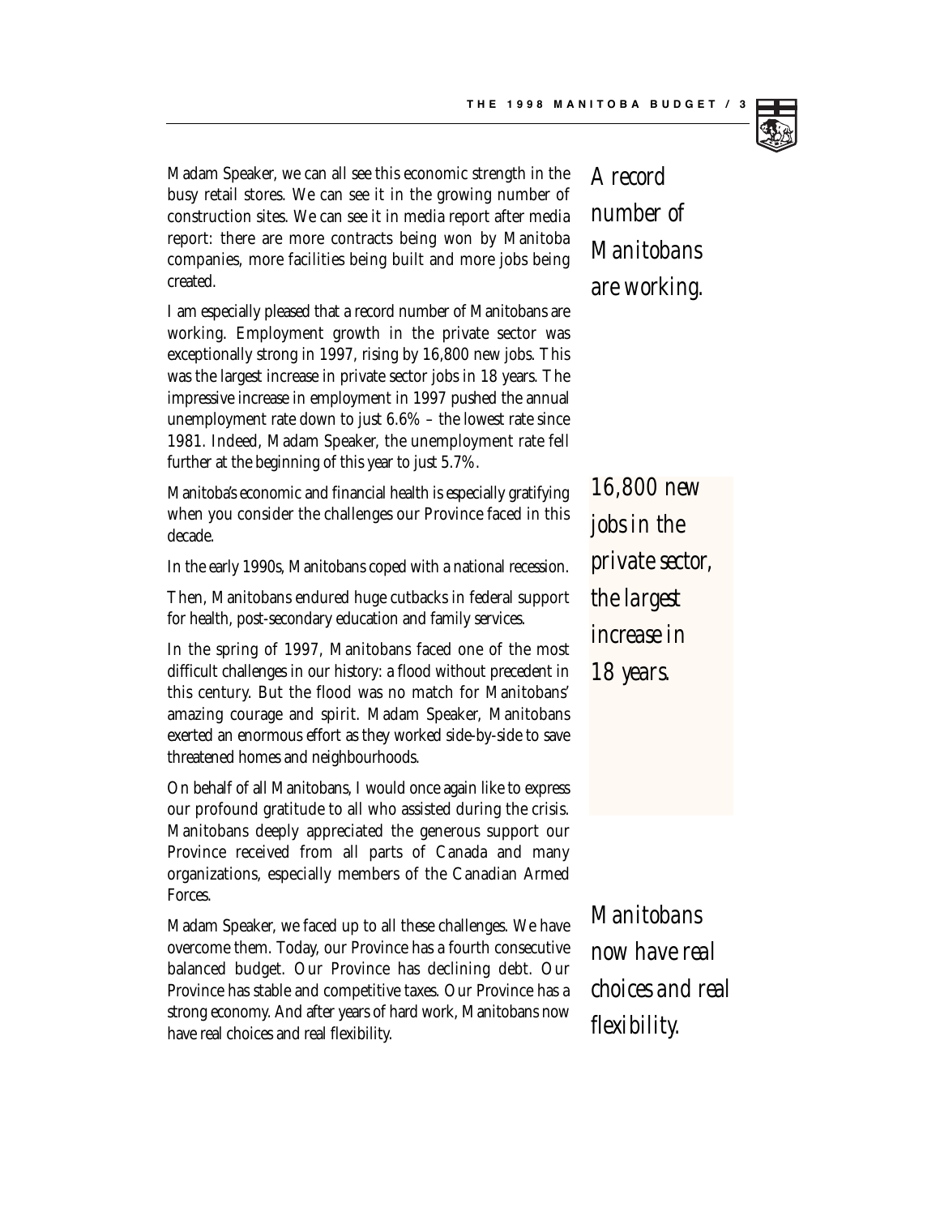Madam Speaker, we can all see this economic strength in the busy retail stores. We can see it in the growing number of construction sites. We can see it in media report after media report: there are more contracts being won by Manitoba companies, more facilities being built and more jobs being created.

*A record number of Manitobans are working.*

I am especially pleased that a record number of Manitobans are working. Employment growth in the private sector was exceptionally strong in 1997, rising by 16,800 new jobs. This was the largest increase in private sector jobs in 18 years. The impressive increase in employment in 1997 pushed the annual unemployment rate down to just 6.6% – the lowest rate since 1981. Indeed, Madam Speaker, the unemployment rate fell further at the beginning of this year to just 5.7%.

*16,800 new jobs in the private sector, the largest increase in 18 years.*

Manitoba's economic and financial health is especially gratifying when you consider the challenges our Province faced in this decade.

In the early 1990s, Manitobans coped with a national recession.

Then, Manitobans endured huge cutbacks in federal support for health, post-secondary education and family services.

In the spring of 1997, Manitobans faced one of the most difficult challenges in our history: a flood without precedent in this century. But the flood was no match for Manitobans' amazing courage and spirit. Madam Speaker, Manitobans exerted an enormous effort as they worked side-by-side to save threatened homes and neighbourhoods.

On behalf of all Manitobans, I would once again like to express our profound gratitude to all who assisted during the crisis. Manitobans deeply appreciated the generous support our Province received from all parts of Canada and many organizations, especially members of the Canadian Armed Forces.

Madam Speaker, we faced up to all these challenges. We have overcome them. Today, our Province has a fourth consecutive balanced budget. Our Province has declining debt. Our Province has stable and competitive taxes. Our Province has a strong economy. And after years of hard work, Manitobans now have real choices and real flexibility.

*Manitobans now have real choices and real flexibility.*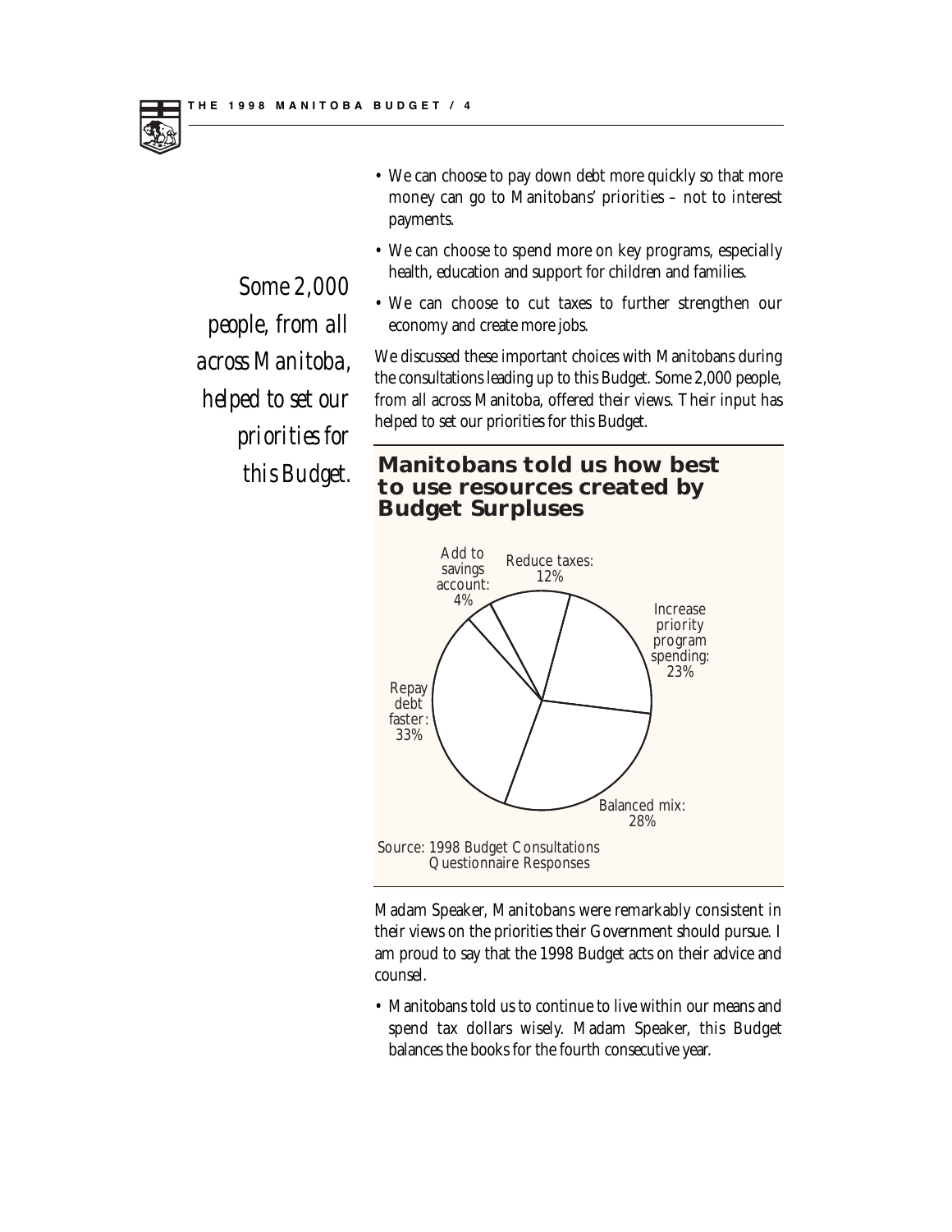- We can choose to pay down debt more quickly so that more money can go to Manitobans' priorities – not to interest payments.
- We can choose to spend more on key programs, especially health, education and support for children and families.
- We can choose to cut taxes to further strengthen our economy and create more jobs.

*Some 2,000 people, from all across Manitoba, helped to set our priorities for this Budget.*

We discussed these important choices with Manitobans during the consultations leading up to this Budget. Some 2,000 people, from all across Manitoba, offered their views. Their input has helped to set our priorities for this Budget.

### Manitobans told us how best to use resources created by Budget Surpluses

| Option | Share |
|---|---|
| Repay debt faster | 33% |
| Balanced mix | 28% |
| Increase priority program spending | 23% |
| Reduce taxes | 12% |
| Add to savings account | 4% |

Source: 1998 Budget Consultations Questionnaire Responses

Madam Speaker, Manitobans were remarkably consistent in their views on the priorities their Government should pursue. I am proud to say that the 1998 Budget acts on their advice and counsel.

- Manitobans told us to continue to live within our means and spend tax dollars wisely. Madam Speaker, this Budget balances the books for the fourth consecutive year.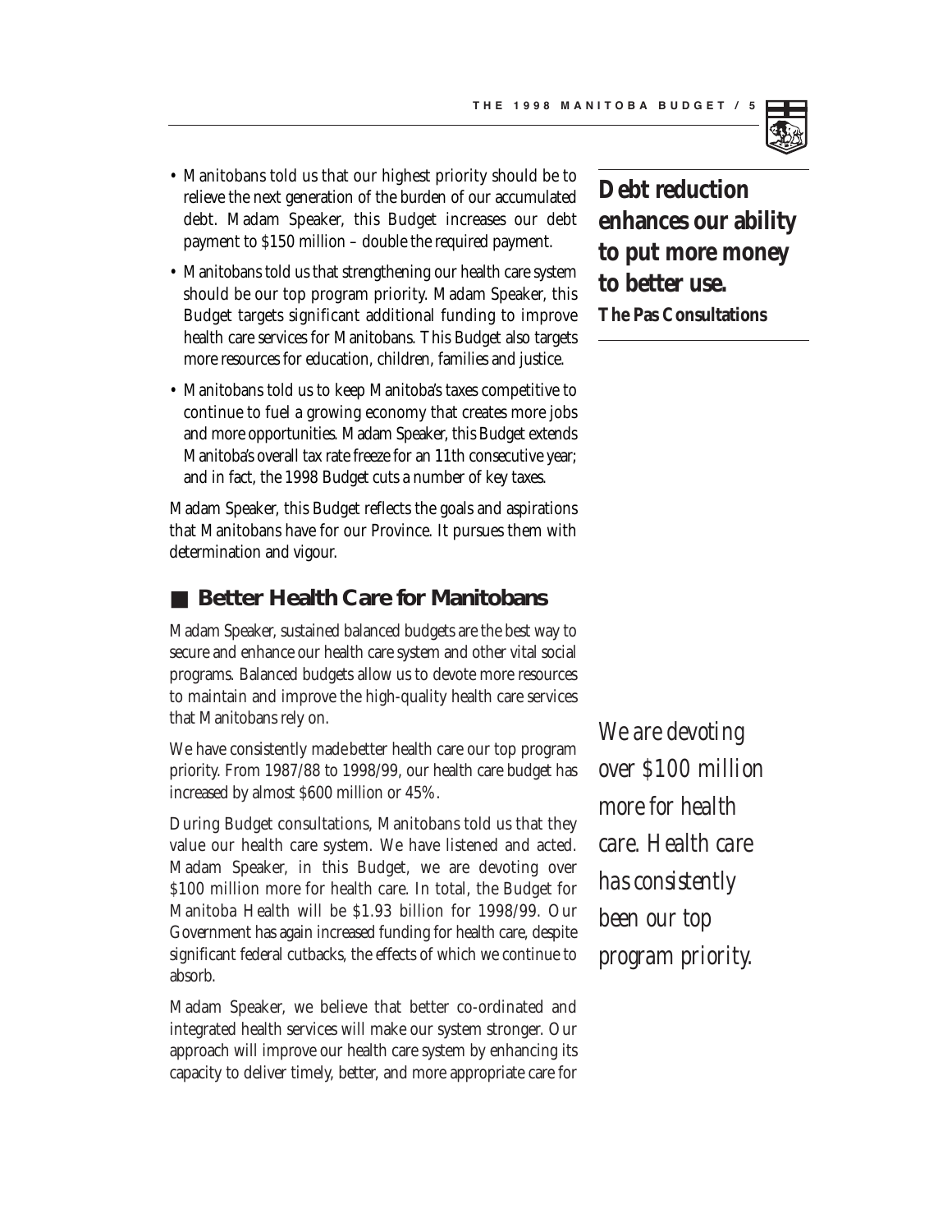- Manitobans told us that our highest priority should be to relieve the next generation of the burden of our accumulated debt. Madam Speaker, this Budget increases our debt payment to $150 million – double the required payment.
- Manitobans told us that strengthening our health care system should be our top program priority. Madam Speaker, this Budget targets significant additional funding to improve health care services for Manitobans. This Budget also targets more resources for education, children, families and justice.
- Manitobans told us to keep Manitoba's taxes competitive to continue to fuel a growing economy that creates more jobs and more opportunities. Madam Speaker, this Budget extends Manitoba's overall tax rate freeze for an 11th consecutive year; and in fact, the 1998 Budget cuts a number of key taxes.

**Debt reduction enhances our ability to put more money to better use.**
**The Pas Consultations**

Madam Speaker, this Budget reflects the goals and aspirations that Manitobans have for our Province. It pursues them with determination and vigour.

## Better Health Care for Manitobans

Madam Speaker, sustained balanced budgets are the best way to secure and enhance our health care system and other vital social programs. Balanced budgets allow us to devote more resources to maintain and improve the high-quality health care services that Manitobans rely on.

We have consistently made better health care our top program priority. From 1987/88 to 1998/99, our health care budget has increased by almost $600 million or 45%.

*We are devoting over $100 million more for health care. Health care has consistently been our top program priority.*

During Budget consultations, Manitobans told us that they value our health care system. We have listened and acted. Madam Speaker, in this Budget, we are devoting over $100 million more for health care. In total, the Budget for Manitoba Health will be $1.93 billion for 1998/99. Our Government has again increased funding for health care, despite significant federal cutbacks, the effects of which we continue to absorb.

Madam Speaker, we believe that better co-ordinated and integrated health services will make our system stronger. Our approach will improve our health care system by enhancing its capacity to deliver timely, better, and more appropriate care for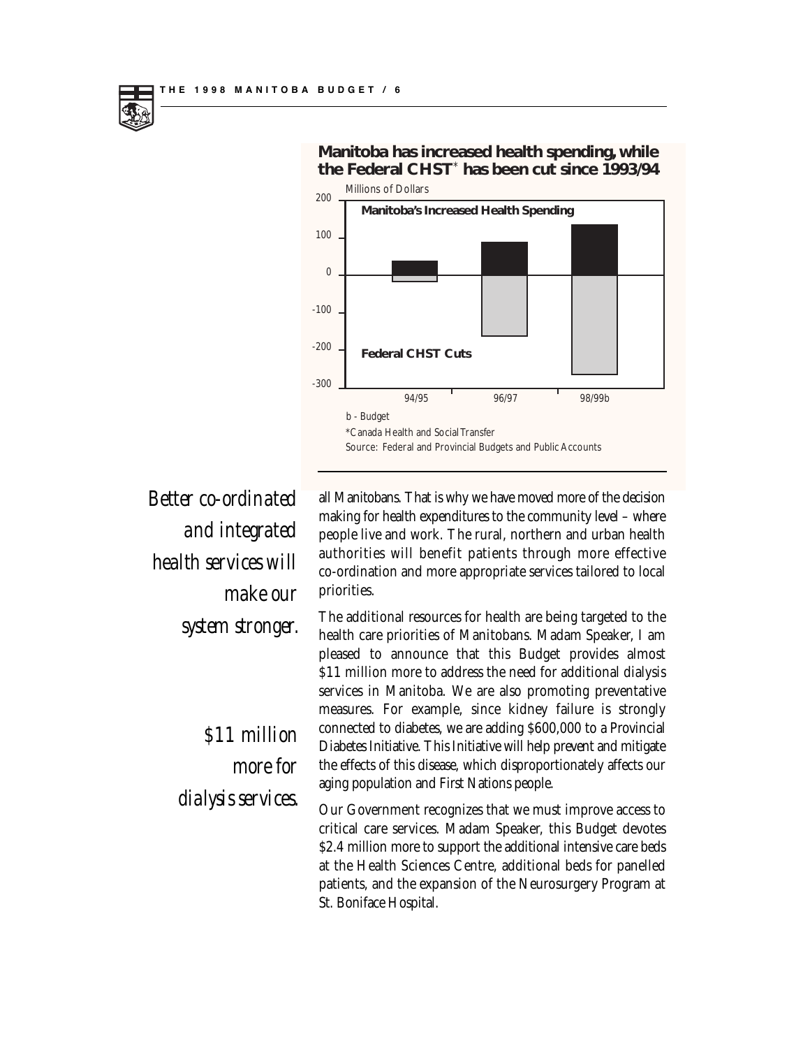**Manitoba has increased health spending, while the Federal CHST[*] has been cut since 1993/94**

Millions of Dollars

**Manitoba's Increased Health Spending**

**Federal CHST Cuts**

b - Budget

*Canada Health and Social Transfer

Source: Federal and Provincial Budgets and Public Accounts

*Better co-ordinated and integrated health services will make our system stronger.*

all Manitobans. That is why we have moved more of the decision making for health expenditures to the community level – where people live and work. The rural, northern and urban health authorities will benefit patients through more effective co-ordination and more appropriate services tailored to local priorities.

*$11 million more for dialysis services.*

The additional resources for health are being targeted to the health care priorities of Manitobans. Madam Speaker, I am pleased to announce that this Budget provides almost $11 million more to address the need for additional dialysis services in Manitoba. We are also promoting preventative measures. For example, since kidney failure is strongly connected to diabetes, we are adding $600,000 to a Provincial Diabetes Initiative. This Initiative will help prevent and mitigate the effects of this disease, which disproportionately affects our aging population and First Nations people.

Our Government recognizes that we must improve access to critical care services. Madam Speaker, this Budget devotes $2.4 million more to support the additional intensive care beds at the Health Sciences Centre, additional beds for panelled patients, and the expansion of the Neurosurgery Program at St. Boniface Hospital.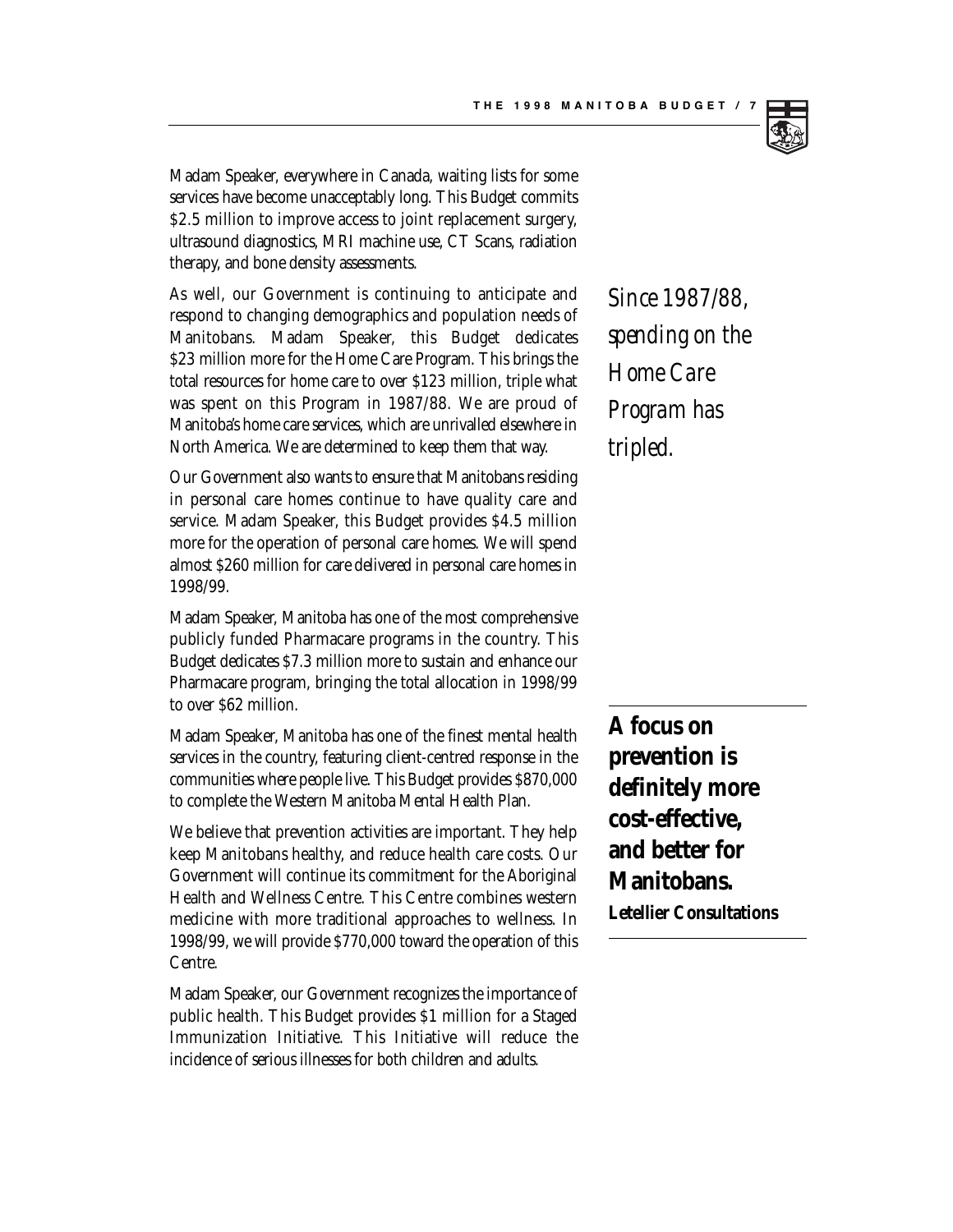Madam Speaker, everywhere in Canada, waiting lists for some services have become unacceptably long. This Budget commits $2.5 million to improve access to joint replacement surgery, ultrasound diagnostics, MRI machine use, CT Scans, radiation therapy, and bone density assessments.

As well, our Government is continuing to anticipate and respond to changing demographics and population needs of Manitobans. Madam Speaker, this Budget dedicates $23 million more for the Home Care Program. This brings the total resources for home care to over $123 million, triple what was spent on this Program in 1987/88. We are proud of Manitoba's home care services, which are unrivalled elsewhere in North America. We are determined to keep them that way.

*Since 1987/88, spending on the Home Care Program has tripled.*

Our Government also wants to ensure that Manitobans residing in personal care homes continue to have quality care and service. Madam Speaker, this Budget provides $4.5 million more for the operation of personal care homes. We will spend almost $260 million for care delivered in personal care homes in 1998/99.

Madam Speaker, Manitoba has one of the most comprehensive publicly funded Pharmacare programs in the country. This Budget dedicates $7.3 million more to sustain and enhance our Pharmacare program, bringing the total allocation in 1998/99 to over $62 million.

Madam Speaker, Manitoba has one of the finest mental health services in the country, featuring client-centred response in the communities where people live. This Budget provides $870,000 to complete the Western Manitoba Mental Health Plan.

**A focus on prevention is definitely more cost-effective, and better for Manitobans.**
**Letellier Consultations**

We believe that prevention activities are important. They help keep Manitobans healthy, and reduce health care costs. Our Government will continue its commitment for the Aboriginal Health and Wellness Centre. This Centre combines western medicine with more traditional approaches to wellness. In 1998/99, we will provide $770,000 toward the operation of this Centre.

Madam Speaker, our Government recognizes the importance of public health. This Budget provides $1 million for a Staged Immunization Initiative. This Initiative will reduce the incidence of serious illnesses for both children and adults.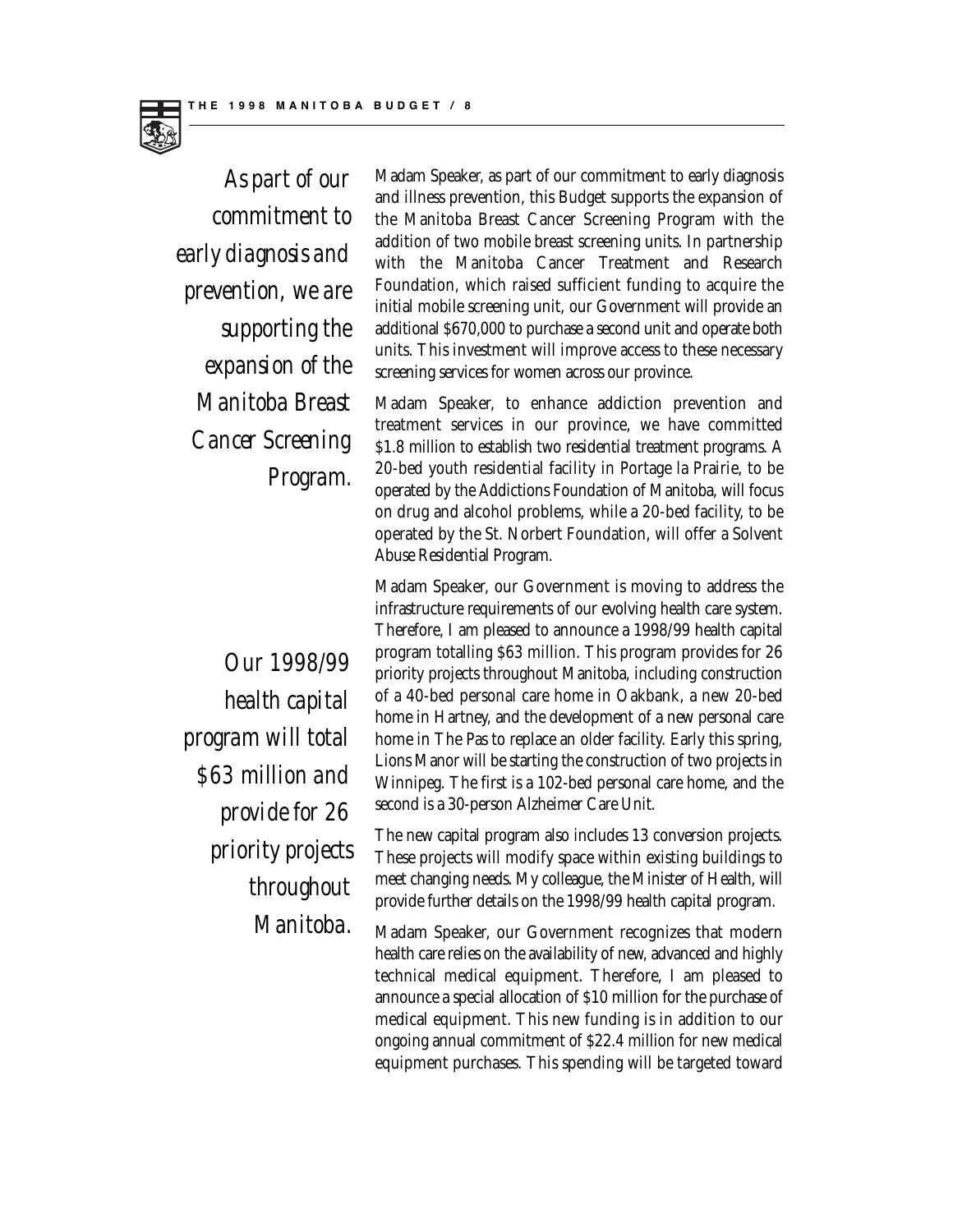*As part of our commitment to early diagnosis and prevention, we are supporting the expansion of the Manitoba Breast Cancer Screening Program.*

Madam Speaker, as part of our commitment to early diagnosis and illness prevention, this Budget supports the expansion of the Manitoba Breast Cancer Screening Program with the addition of two mobile breast screening units. In partnership with the Manitoba Cancer Treatment and Research Foundation, which raised sufficient funding to acquire the initial mobile screening unit, our Government will provide an additional $670,000 to purchase a second unit and operate both units. This investment will improve access to these necessary screening services for women across our province.

Madam Speaker, to enhance addiction prevention and treatment services in our province, we have committed $1.8 million to establish two residential treatment programs. A 20-bed youth residential facility in Portage la Prairie, to be operated by the Addictions Foundation of Manitoba, will focus on drug and alcohol problems, while a 20-bed facility, to be operated by the St. Norbert Foundation, will offer a Solvent Abuse Residential Program.

*Our 1998/99 health capital program will total $63 million and provide for 26 priority projects throughout Manitoba.*

Madam Speaker, our Government is moving to address the infrastructure requirements of our evolving health care system. Therefore, I am pleased to announce a 1998/99 health capital program totalling $63 million. This program provides for 26 priority projects throughout Manitoba, including construction of a 40-bed personal care home in Oakbank, a new 20-bed home in Hartney, and the development of a new personal care home in The Pas to replace an older facility. Early this spring, Lions Manor will be starting the construction of two projects in Winnipeg. The first is a 102-bed personal care home, and the second is a 30-person Alzheimer Care Unit.

The new capital program also includes 13 conversion projects. These projects will modify space within existing buildings to meet changing needs. My colleague, the Minister of Health, will provide further details on the 1998/99 health capital program.

Madam Speaker, our Government recognizes that modern health care relies on the availability of new, advanced and highly technical medical equipment. Therefore, I am pleased to announce a special allocation of $10 million for the purchase of medical equipment. This new funding is in addition to our ongoing annual commitment of $22.4 million for new medical equipment purchases. This spending will be targeted toward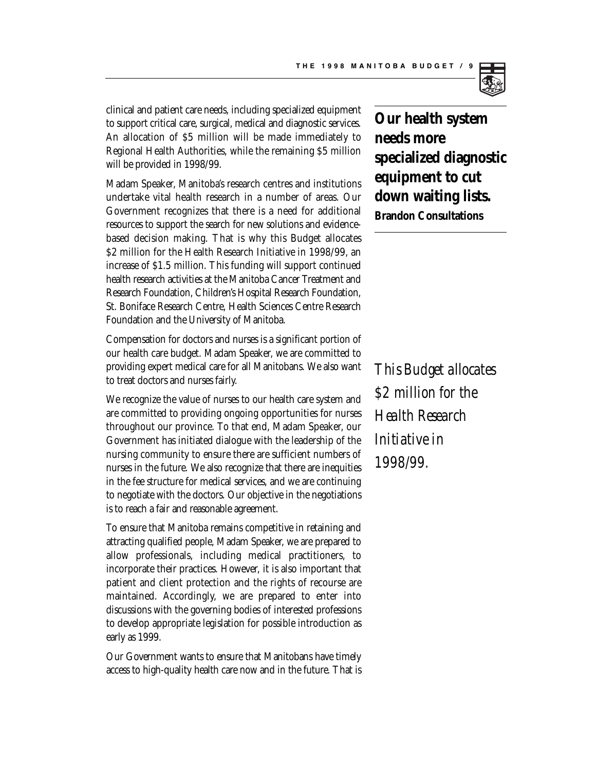clinical and patient care needs, including specialized equipment to support critical care, surgical, medical and diagnostic services. An allocation of $5 million will be made immediately to Regional Health Authorities, while the remaining $5 million will be provided in 1998/99.

**Our health system needs more specialized diagnostic equipment to cut down waiting lists.**
**Brandon Consultations**

Madam Speaker, Manitoba's research centres and institutions undertake vital health research in a number of areas. Our Government recognizes that there is a need for additional resources to support the search for new solutions and evidence-based decision making. That is why this Budget allocates $2 million for the Health Research Initiative in 1998/99, an increase of $1.5 million. This funding will support continued health research activities at the Manitoba Cancer Treatment and Research Foundation, Children's Hospital Research Foundation, St. Boniface Research Centre, Health Sciences Centre Research Foundation and the University of Manitoba.

Compensation for doctors and nurses is a significant portion of our health care budget. Madam Speaker, we are committed to providing expert medical care for all Manitobans. We also want to treat doctors and nurses fairly.

*This Budget allocates $2 million for the Health Research Initiative in 1998/99.*

We recognize the value of nurses to our health care system and are committed to providing ongoing opportunities for nurses throughout our province. To that end, Madam Speaker, our Government has initiated dialogue with the leadership of the nursing community to ensure there are sufficient numbers of nurses in the future. We also recognize that there are inequities in the fee structure for medical services, and we are continuing to negotiate with the doctors. Our objective in the negotiations is to reach a fair and reasonable agreement.

To ensure that Manitoba remains competitive in retaining and attracting qualified people, Madam Speaker, we are prepared to allow professionals, including medical practitioners, to incorporate their practices. However, it is also important that patient and client protection and the rights of recourse are maintained. Accordingly, we are prepared to enter into discussions with the governing bodies of interested professions to develop appropriate legislation for possible introduction as early as 1999.

Our Government wants to ensure that Manitobans have timely access to high-quality health care now and in the future. That is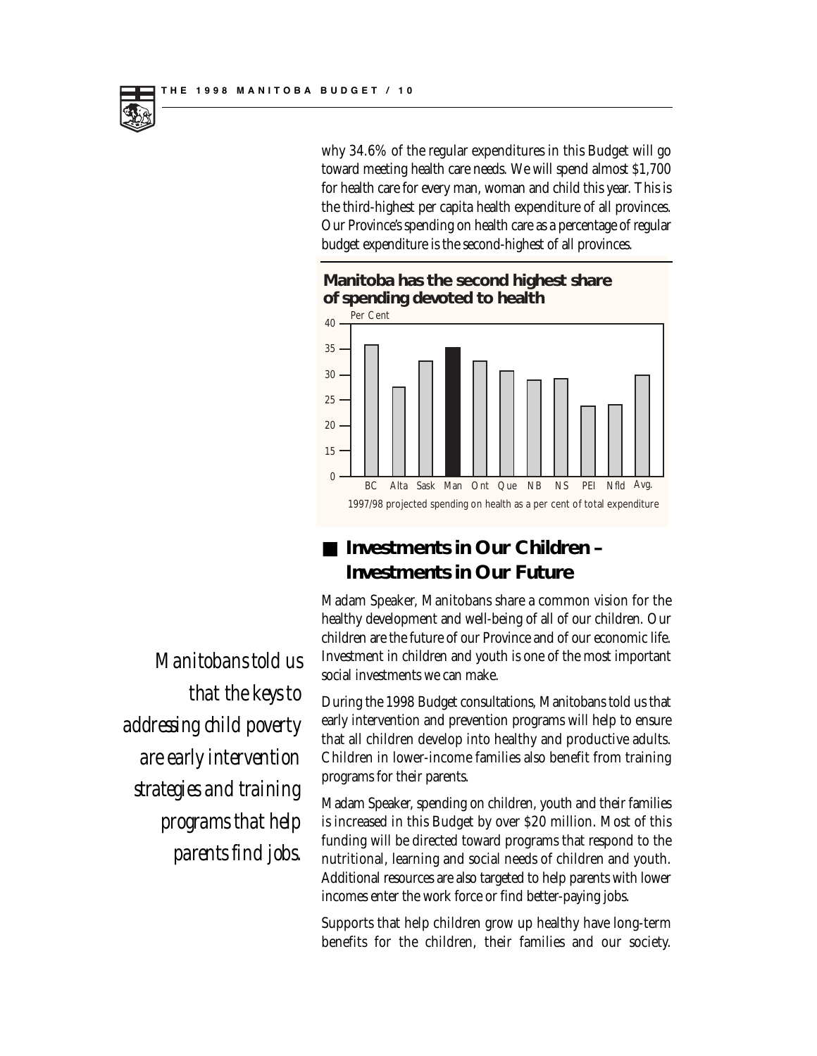why 34.6% of the regular expenditures in this Budget will go toward meeting health care needs. We will spend almost $1,700 for health care for every man, woman and child this year. This is the third-highest per capita health expenditure of all provinces. Our Province's spending on health care as a percentage of regular budget expenditure is the second-highest of all provinces.

**Manitoba has the second highest share of spending devoted to health**

Per Cent

40
35
30
25
20
15
0

BC Alta Sask Man Ont Que NB NS PEI Nfld Avg.

1997/98 projected spending on health as a per cent of total expenditure

## Investments in Our Children – Investments in Our Future

*Manitobans told us that the keys to addressing child poverty are early intervention strategies and training programs that help parents find jobs.*

Madam Speaker, Manitobans share a common vision for the healthy development and well-being of all of our children. Our children are the future of our Province and of our economic life. Investment in children and youth is one of the most important social investments we can make.

During the 1998 Budget consultations, Manitobans told us that early intervention and prevention programs will help to ensure that all children develop into healthy and productive adults. Children in lower-income families also benefit from training programs for their parents.

Madam Speaker, spending on children, youth and their families is increased in this Budget by over $20 million. Most of this funding will be directed toward programs that respond to the nutritional, learning and social needs of children and youth. Additional resources are also targeted to help parents with lower incomes enter the work force or find better-paying jobs.

Supports that help children grow up healthy have long-term benefits for the children, their families and our society.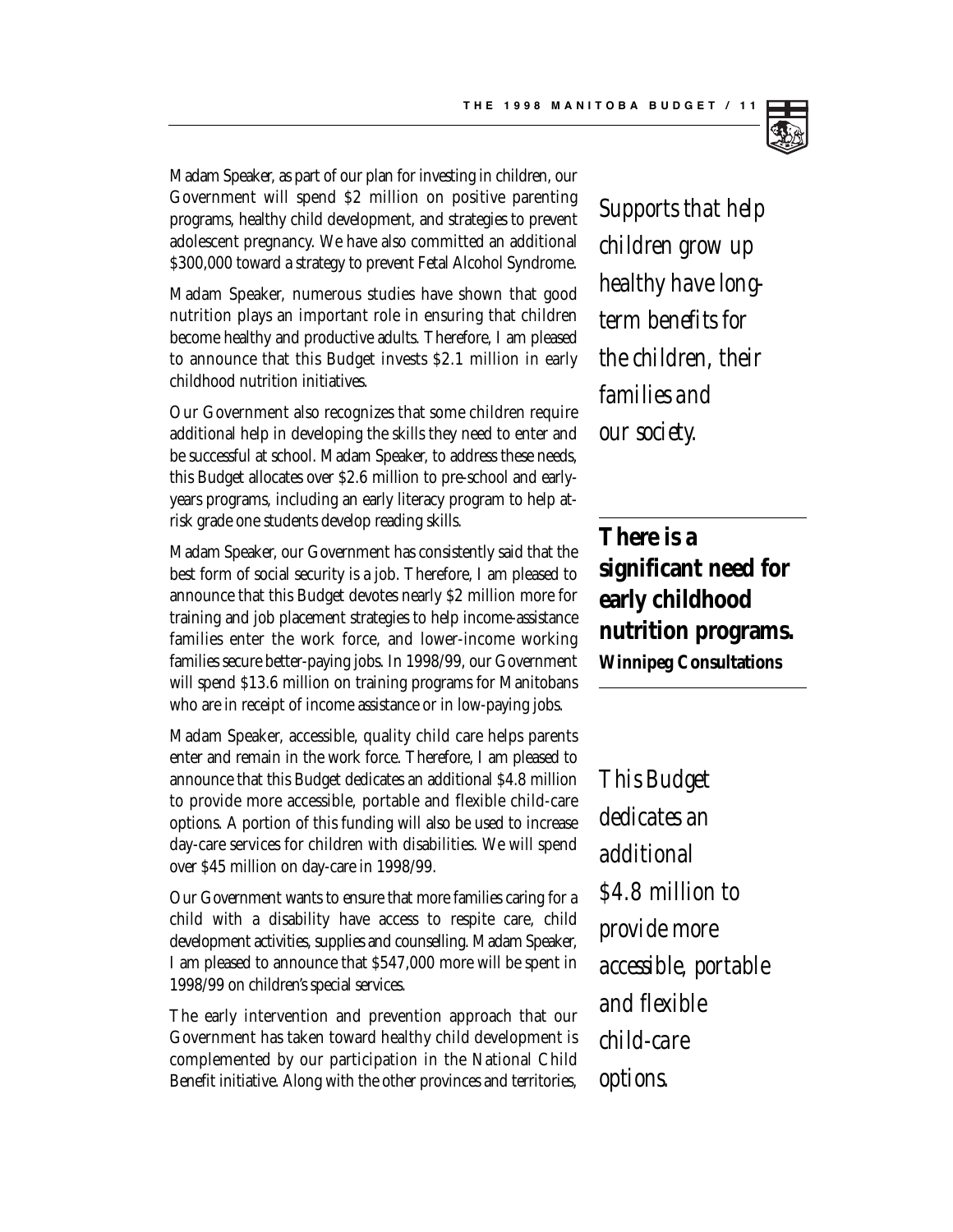Madam Speaker, as part of our plan for investing in children, our Government will spend $2 million on positive parenting programs, healthy child development, and strategies to prevent adolescent pregnancy. We have also committed an additional $300,000 toward a strategy to prevent Fetal Alcohol Syndrome.

*Supports that help children grow up healthy have long-term benefits for the children, their families and our society.*

Madam Speaker, numerous studies have shown that good nutrition plays an important role in ensuring that children become healthy and productive adults. Therefore, I am pleased to announce that this Budget invests $2.1 million in early childhood nutrition initiatives.

Our Government also recognizes that some children require additional help in developing the skills they need to enter and be successful at school. Madam Speaker, to address these needs, this Budget allocates over $2.6 million to pre-school and early-years programs, including an early literacy program to help at-risk grade one students develop reading skills.

**There is a significant need for early childhood nutrition programs.**
**Winnipeg Consultations**

Madam Speaker, our Government has consistently said that the best form of social security is a job. Therefore, I am pleased to announce that this Budget devotes nearly $2 million more for training and job placement strategies to help income-assistance families enter the work force, and lower-income working families secure better-paying jobs. In 1998/99, our Government will spend $13.6 million on training programs for Manitobans who are in receipt of income assistance or in low-paying jobs.

Madam Speaker, accessible, quality child care helps parents enter and remain in the work force. Therefore, I am pleased to announce that this Budget dedicates an additional $4.8 million to provide more accessible, portable and flexible child-care options. A portion of this funding will also be used to increase day-care services for children with disabilities. We will spend over $45 million on day-care in 1998/99.

*This Budget dedicates an additional $4.8 million to provide more accessible, portable and flexible child-care options.*

Our Government wants to ensure that more families caring for a child with a disability have access to respite care, child development activities, supplies and counselling. Madam Speaker, I am pleased to announce that $547,000 more will be spent in 1998/99 on children's special services.

The early intervention and prevention approach that our Government has taken toward healthy child development is complemented by our participation in the National Child Benefit initiative. Along with the other provinces and territories,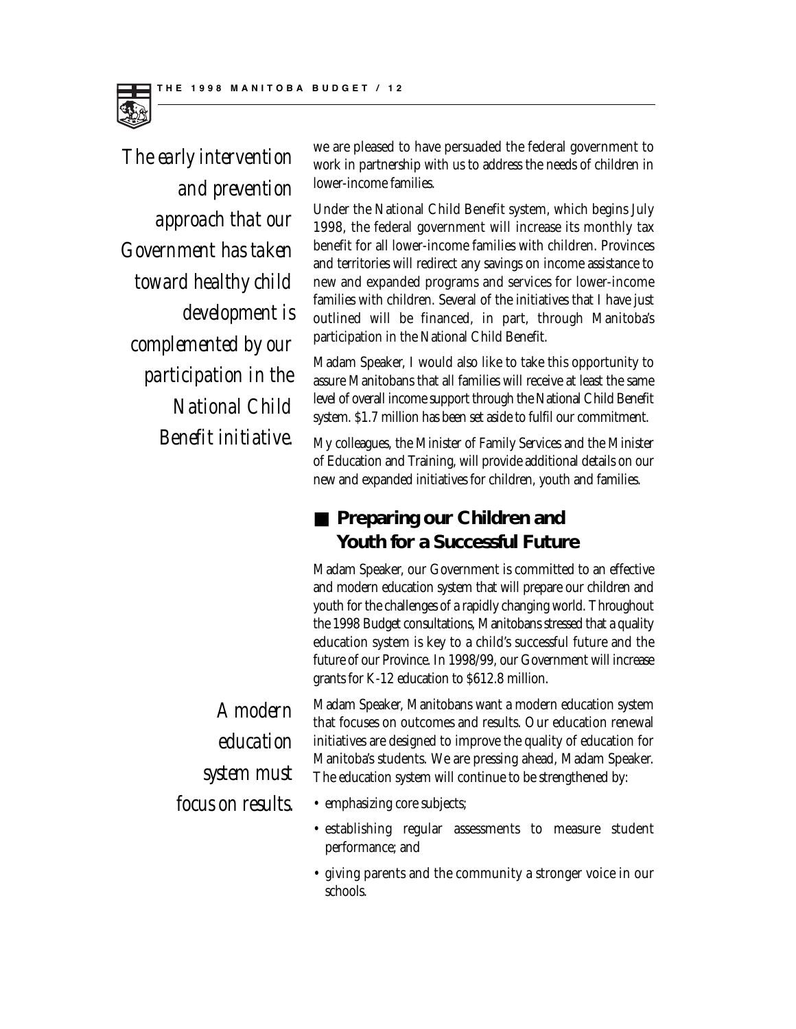*The early intervention and prevention approach that our Government has taken toward healthy child development is complemented by our participation in the National Child Benefit initiative.*

we are pleased to have persuaded the federal government to work in partnership with us to address the needs of children in lower-income families.

Under the National Child Benefit system, which begins July 1998, the federal government will increase its monthly tax benefit for all lower-income families with children. Provinces and territories will redirect any savings on income assistance to new and expanded programs and services for lower-income families with children. Several of the initiatives that I have just outlined will be financed, in part, through Manitoba's participation in the National Child Benefit.

Madam Speaker, I would also like to take this opportunity to assure Manitobans that all families will receive at least the same level of overall income support through the National Child Benefit system. $1.7 million has been set aside to fulfil our commitment.

My colleagues, the Minister of Family Services and the Minister of Education and Training, will provide additional details on our new and expanded initiatives for children, youth and families.

## Preparing our Children and Youth for a Successful Future

Madam Speaker, our Government is committed to an effective and modern education system that will prepare our children and youth for the challenges of a rapidly changing world. Throughout the 1998 Budget consultations, Manitobans stressed that a quality education system is key to a child's successful future and the future of our Province. In 1998/99, our Government will increase grants for K-12 education to $612.8 million.

*A modern education system must focus on results.*

Madam Speaker, Manitobans want a modern education system that focuses on outcomes and results. Our education renewal initiatives are designed to improve the quality of education for Manitoba's students. We are pressing ahead, Madam Speaker. The education system will continue to be strengthened by:

- emphasizing core subjects;
- establishing regular assessments to measure student performance; and
- giving parents and the community a stronger voice in our schools.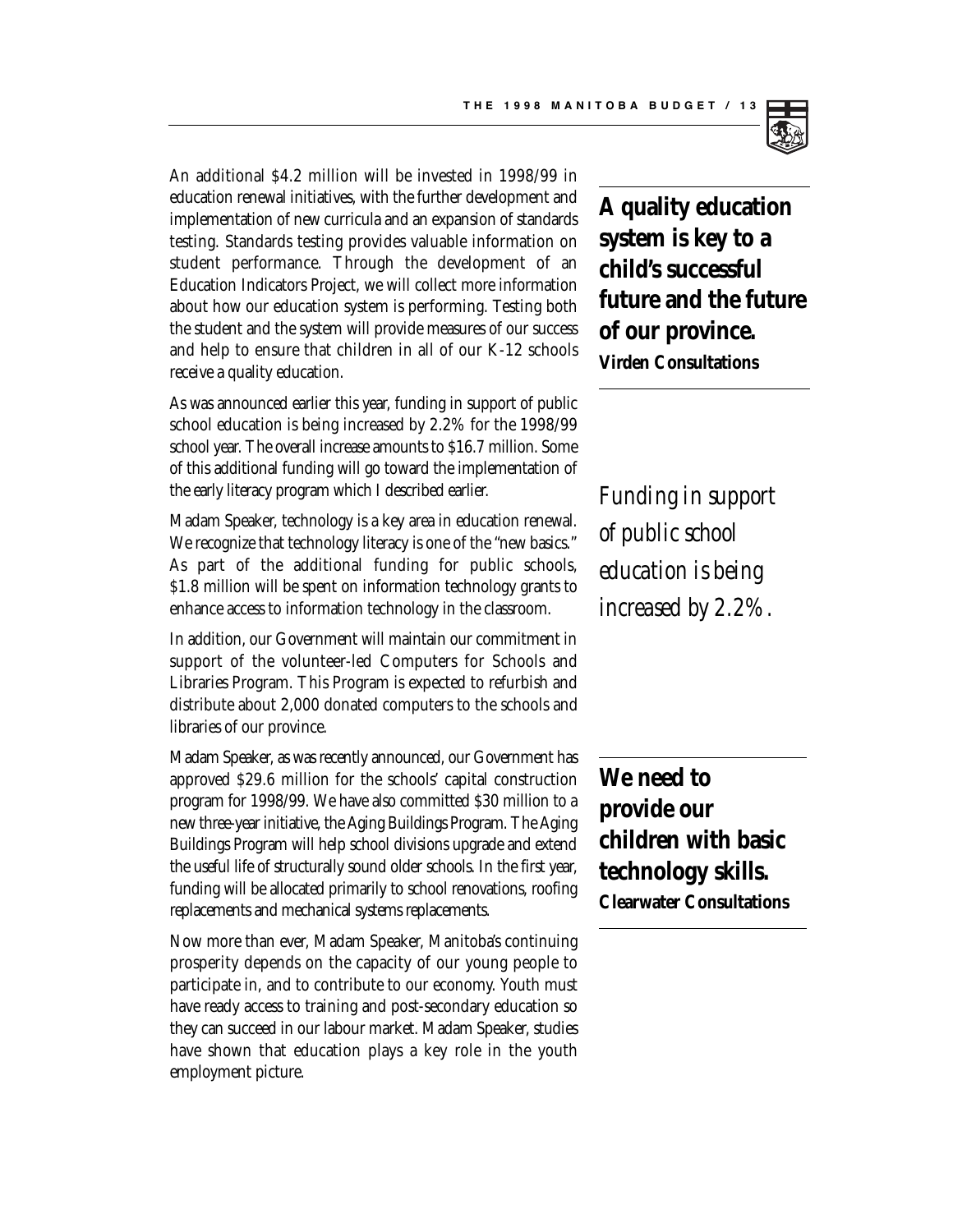An additional $4.2 million will be invested in 1998/99 in education renewal initiatives, with the further development and implementation of new curricula and an expansion of standards testing. Standards testing provides valuable information on student performance. Through the development of an Education Indicators Project, we will collect more information about how our education system is performing. Testing both the student and the system will provide measures of our success and help to ensure that children in all of our K-12 schools receive a quality education.

**A quality education system is key to a child's successful future and the future of our province.**
**Virden Consultations**

As was announced earlier this year, funding in support of public school education is being increased by 2.2% for the 1998/99 school year. The overall increase amounts to $16.7 million. Some of this additional funding will go toward the implementation of the early literacy program which I described earlier.

*Funding in support of public school education is being increased by 2.2%.*

Madam Speaker, technology is a key area in education renewal. We recognize that technology literacy is one of the "new basics." As part of the additional funding for public schools, $1.8 million will be spent on information technology grants to enhance access to information technology in the classroom.

In addition, our Government will maintain our commitment in support of the volunteer-led Computers for Schools and Libraries Program. This Program is expected to refurbish and distribute about 2,000 donated computers to the schools and libraries of our province.

Madam Speaker, as was recently announced, our Government has approved $29.6 million for the schools' capital construction program for 1998/99. We have also committed $30 million to a new three-year initiative, the Aging Buildings Program. The Aging Buildings Program will help school divisions upgrade and extend the useful life of structurally sound older schools. In the first year, funding will be allocated primarily to school renovations, roofing replacements and mechanical systems replacements.

**We need to provide our children with basic technology skills.**
**Clearwater Consultations**

Now more than ever, Madam Speaker, Manitoba's continuing prosperity depends on the capacity of our young people to participate in, and to contribute to our economy. Youth must have ready access to training and post-secondary education so they can succeed in our labour market. Madam Speaker, studies have shown that education plays a key role in the youth employment picture.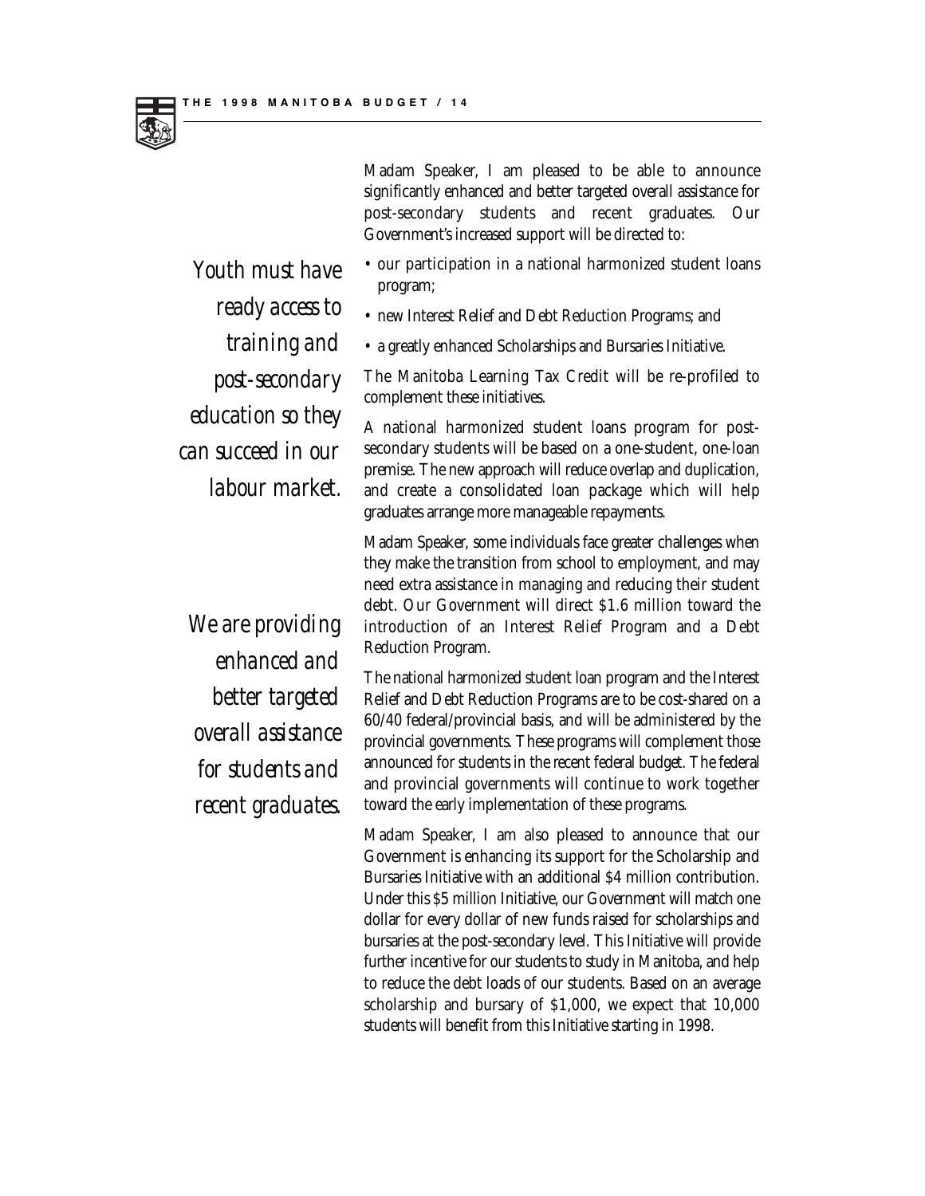Madam Speaker, I am pleased to be able to announce significantly enhanced and better targeted overall assistance for post-secondary students and recent graduates. Our Government's increased support will be directed to:

*Youth must have ready access to training and post-secondary education so they can succeed in our labour market.*

- our participation in a national harmonized student loans program;
- new Interest Relief and Debt Reduction Programs; and
- a greatly enhanced Scholarships and Bursaries Initiative.

The Manitoba Learning Tax Credit will be re-profiled to complement these initiatives.

A national harmonized student loans program for post-secondary students will be based on a one-student, one-loan premise. The new approach will reduce overlap and duplication, and create a consolidated loan package which will help graduates arrange more manageable repayments.

Madam Speaker, some individuals face greater challenges when they make the transition from school to employment, and may need extra assistance in managing and reducing their student debt. Our Government will direct $1.6 million toward the introduction of an Interest Relief Program and a Debt Reduction Program.

*We are providing enhanced and better targeted overall assistance for students and recent graduates.*

The national harmonized student loan program and the Interest Relief and Debt Reduction Programs are to be cost-shared on a 60/40 federal/provincial basis, and will be administered by the provincial governments. These programs will complement those announced for students in the recent federal budget. The federal and provincial governments will continue to work together toward the early implementation of these programs.

Madam Speaker, I am also pleased to announce that our Government is enhancing its support for the Scholarship and Bursaries Initiative with an additional $4 million contribution. Under this $5 million Initiative, our Government will match one dollar for every dollar of new funds raised for scholarships and bursaries at the post-secondary level. This Initiative will provide further incentive for our students to study in Manitoba, and help to reduce the debt loads of our students. Based on an average scholarship and bursary of $1,000, we expect that 10,000 students will benefit from this Initiative starting in 1998.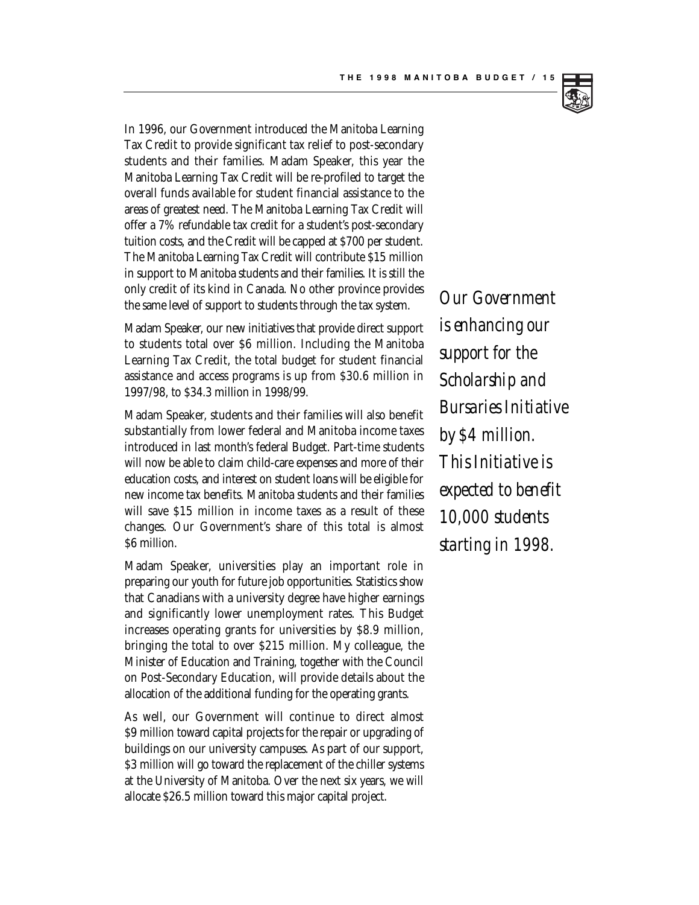In 1996, our Government introduced the Manitoba Learning Tax Credit to provide significant tax relief to post-secondary students and their families. Madam Speaker, this year the Manitoba Learning Tax Credit will be re-profiled to target the overall funds available for student financial assistance to the areas of greatest need. The Manitoba Learning Tax Credit will offer a 7% refundable tax credit for a student's post-secondary tuition costs, and the Credit will be capped at $700 per student. The Manitoba Learning Tax Credit will contribute $15 million in support to Manitoba students and their families. It is still the only credit of its kind in Canada. No other province provides the same level of support to students through the tax system.

*Our Government is enhancing our support for the Scholarship and Bursaries Initiative by $4 million. This Initiative is expected to benefit 10,000 students starting in 1998.*

Madam Speaker, our new initiatives that provide direct support to students total over $6 million. Including the Manitoba Learning Tax Credit, the total budget for student financial assistance and access programs is up from $30.6 million in 1997/98, to $34.3 million in 1998/99.

Madam Speaker, students and their families will also benefit substantially from lower federal and Manitoba income taxes introduced in last month's federal Budget. Part-time students will now be able to claim child-care expenses and more of their education costs, and interest on student loans will be eligible for new income tax benefits. Manitoba students and their families will save $15 million in income taxes as a result of these changes. Our Government's share of this total is almost $6 million.

Madam Speaker, universities play an important role in preparing our youth for future job opportunities. Statistics show that Canadians with a university degree have higher earnings and significantly lower unemployment rates. This Budget increases operating grants for universities by $8.9 million, bringing the total to over $215 million. My colleague, the Minister of Education and Training, together with the Council on Post-Secondary Education, will provide details about the allocation of the additional funding for the operating grants.

As well, our Government will continue to direct almost $9 million toward capital projects for the repair or upgrading of buildings on our university campuses. As part of our support, $3 million will go toward the replacement of the chiller systems at the University of Manitoba. Over the next six years, we will allocate $26.5 million toward this major capital project.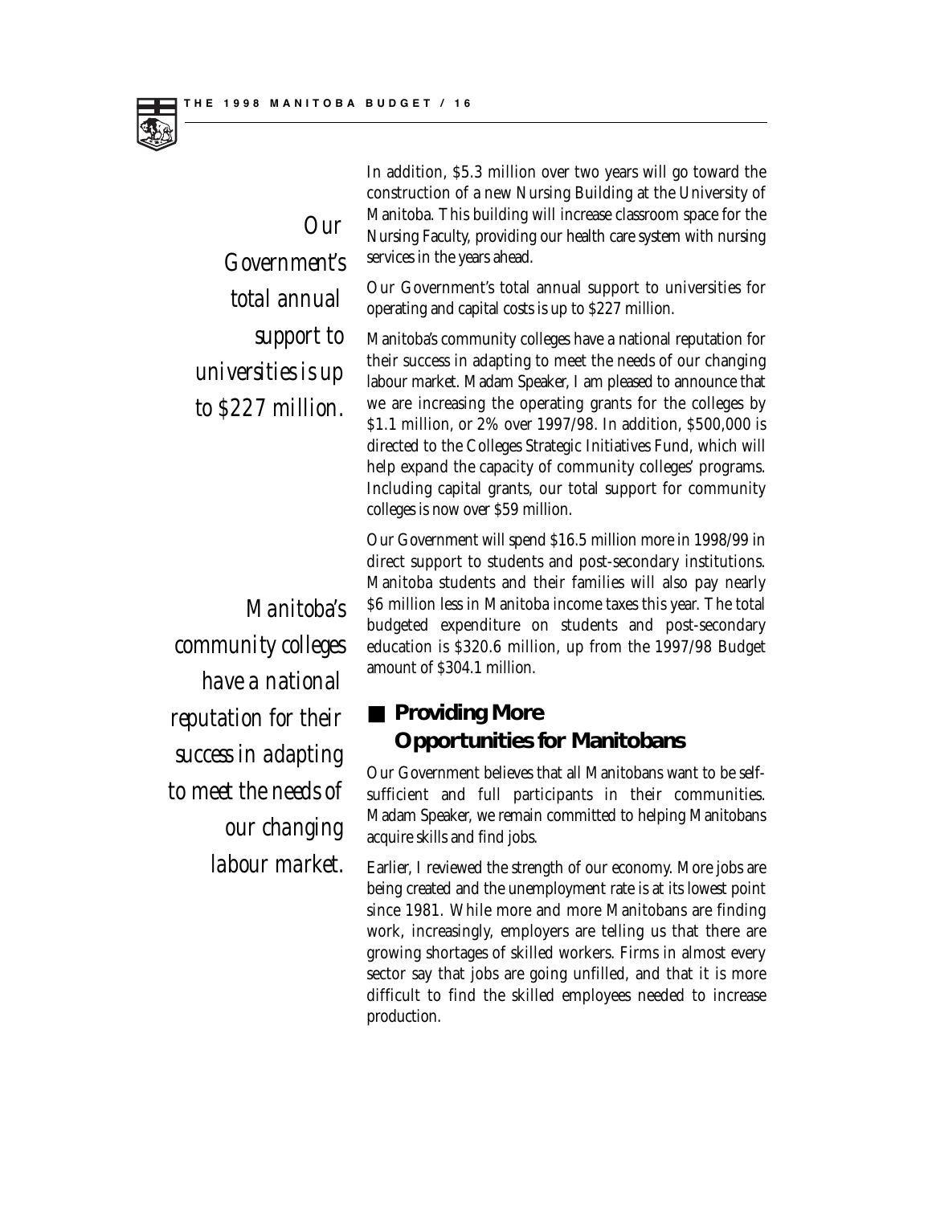In addition, $5.3 million over two years will go toward the construction of a new Nursing Building at the University of Manitoba. This building will increase classroom space for the Nursing Faculty, providing our health care system with nursing services in the years ahead.

*Our Government's total annual support to universities is up to $227 million.*

Our Government's total annual support to universities for operating and capital costs is up to $227 million.

Manitoba's community colleges have a national reputation for their success in adapting to meet the needs of our changing labour market. Madam Speaker, I am pleased to announce that we are increasing the operating grants for the colleges by $1.1 million, or 2% over 1997/98. In addition, $500,000 is directed to the Colleges Strategic Initiatives Fund, which will help expand the capacity of community colleges' programs. Including capital grants, our total support for community colleges is now over $59 million.

*Manitoba's community colleges have a national reputation for their success in adapting to meet the needs of our changing labour market.*

Our Government will spend $16.5 million more in 1998/99 in direct support to students and post-secondary institutions. Manitoba students and their families will also pay nearly $6 million less in Manitoba income taxes this year. The total budgeted expenditure on students and post-secondary education is $320.6 million, up from the 1997/98 Budget amount of $304.1 million.

## Providing More Opportunities for Manitobans

Our Government believes that all Manitobans want to be self-sufficient and full participants in their communities. Madam Speaker, we remain committed to helping Manitobans acquire skills and find jobs.

Earlier, I reviewed the strength of our economy. More jobs are being created and the unemployment rate is at its lowest point since 1981. While more and more Manitobans are finding work, increasingly, employers are telling us that there are growing shortages of skilled workers. Firms in almost every sector say that jobs are going unfilled, and that it is more difficult to find the skilled employees needed to increase production.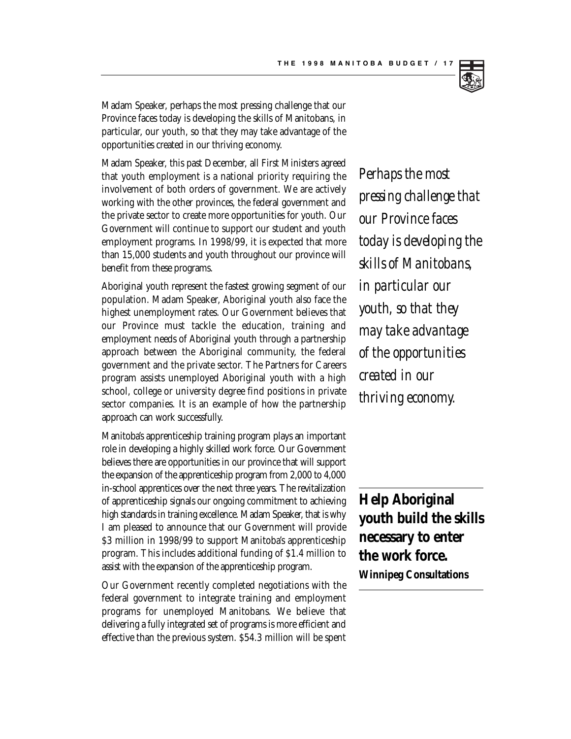Madam Speaker, perhaps the most pressing challenge that our Province faces today is developing the skills of Manitobans, in particular, our youth, so that they may take advantage of the opportunities created in our thriving economy.

Madam Speaker, this past December, all First Ministers agreed that youth employment is a national priority requiring the involvement of both orders of government. We are actively working with the other provinces, the federal government and the private sector to create more opportunities for youth. Our Government will continue to support our student and youth employment programs. In 1998/99, it is expected that more than 15,000 students and youth throughout our province will benefit from these programs.

*Perhaps the most pressing challenge that our Province faces today is developing the skills of Manitobans, in particular our youth, so that they may take advantage of the opportunities created in our thriving economy.*

Aboriginal youth represent the fastest growing segment of our population. Madam Speaker, Aboriginal youth also face the highest unemployment rates. Our Government believes that our Province must tackle the education, training and employment needs of Aboriginal youth through a partnership approach between the Aboriginal community, the federal government and the private sector. The Partners for Careers program assists unemployed Aboriginal youth with a high school, college or university degree find positions in private sector companies. It is an example of how the partnership approach can work successfully.

Manitoba's apprenticeship training program plays an important role in developing a highly skilled work force. Our Government believes there are opportunities in our province that will support the expansion of the apprenticeship program from 2,000 to 4,000 in-school apprentices over the next three years. The revitalization of apprenticeship signals our ongoing commitment to achieving high standards in training excellence. Madam Speaker, that is why I am pleased to announce that our Government will provide $3 million in 1998/99 to support Manitoba's apprenticeship program. This includes additional funding of $1.4 million to assist with the expansion of the apprenticeship program.

**Help Aboriginal youth build the skills necessary to enter the work force.**
**Winnipeg Consultations**

Our Government recently completed negotiations with the federal government to integrate training and employment programs for unemployed Manitobans. We believe that delivering a fully integrated set of programs is more efficient and effective than the previous system. $54.3 million will be spent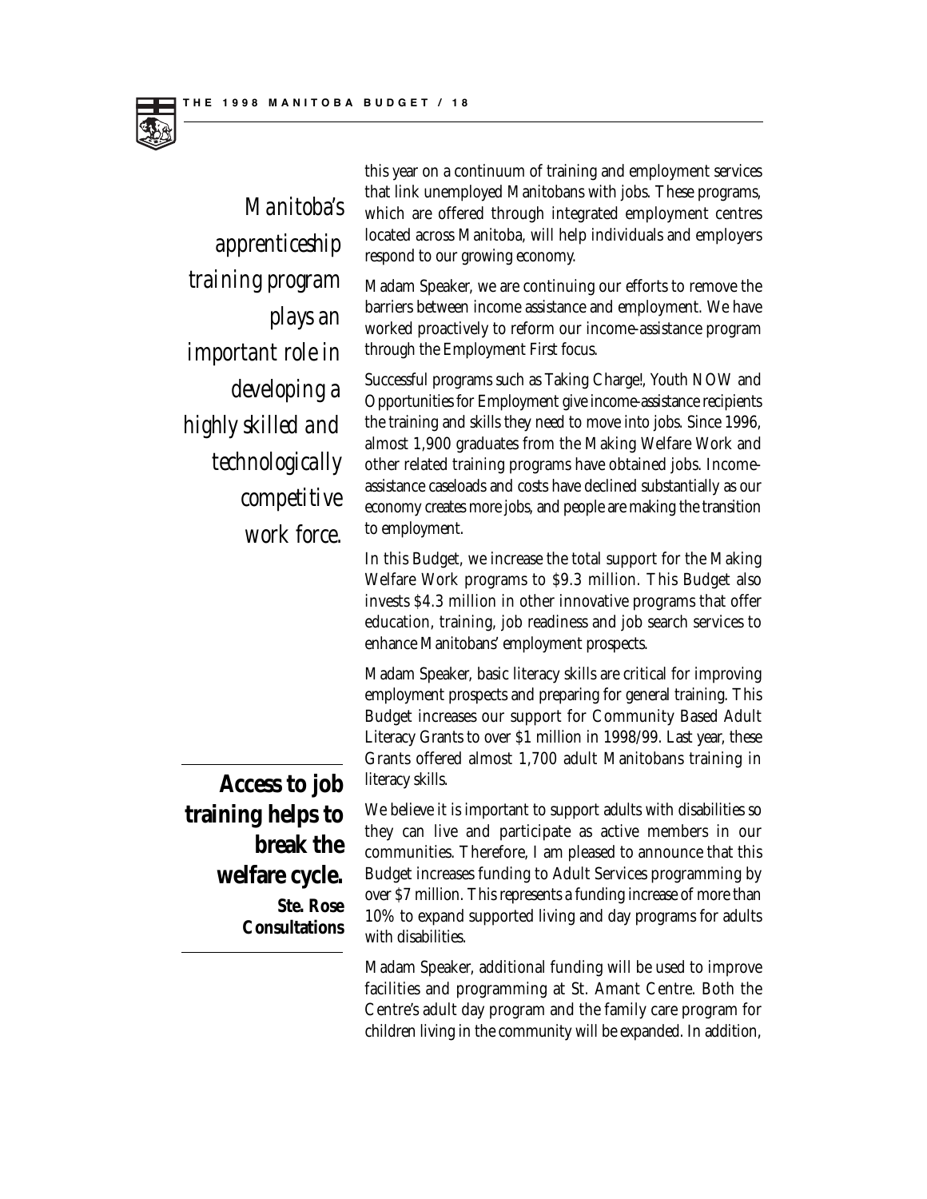*Manitoba's apprenticeship training program plays an important role in developing a highly skilled and technologically competitive work force.*

this year on a continuum of training and employment services that link unemployed Manitobans with jobs. These programs, which are offered through integrated employment centres located across Manitoba, will help individuals and employers respond to our growing economy.

Madam Speaker, we are continuing our efforts to remove the barriers between income assistance and employment. We have worked proactively to reform our income-assistance program through the Employment First focus.

Successful programs such as Taking Charge!, Youth NOW and Opportunities for Employment give income-assistance recipients the training and skills they need to move into jobs. Since 1996, almost 1,900 graduates from the Making Welfare Work and other related training programs have obtained jobs. Income-assistance caseloads and costs have declined substantially as our economy creates more jobs, and people are making the transition to employment.

In this Budget, we increase the total support for the Making Welfare Work programs to $9.3 million. This Budget also invests $4.3 million in other innovative programs that offer education, training, job readiness and job search services to enhance Manitobans' employment prospects.

Madam Speaker, basic literacy skills are critical for improving employment prospects and preparing for general training. This Budget increases our support for Community Based Adult Literacy Grants to over $1 million in 1998/99. Last year, these Grants offered almost 1,700 adult Manitobans training in literacy skills.

**Access to job training helps to break the welfare cycle.**

**Ste. Rose Consultations**

We believe it is important to support adults with disabilities so they can live and participate as active members in our communities. Therefore, I am pleased to announce that this Budget increases funding to Adult Services programming by over $7 million. This represents a funding increase of more than 10% to expand supported living and day programs for adults with disabilities.

Madam Speaker, additional funding will be used to improve facilities and programming at St. Amant Centre. Both the Centre's adult day program and the family care program for children living in the community will be expanded. In addition,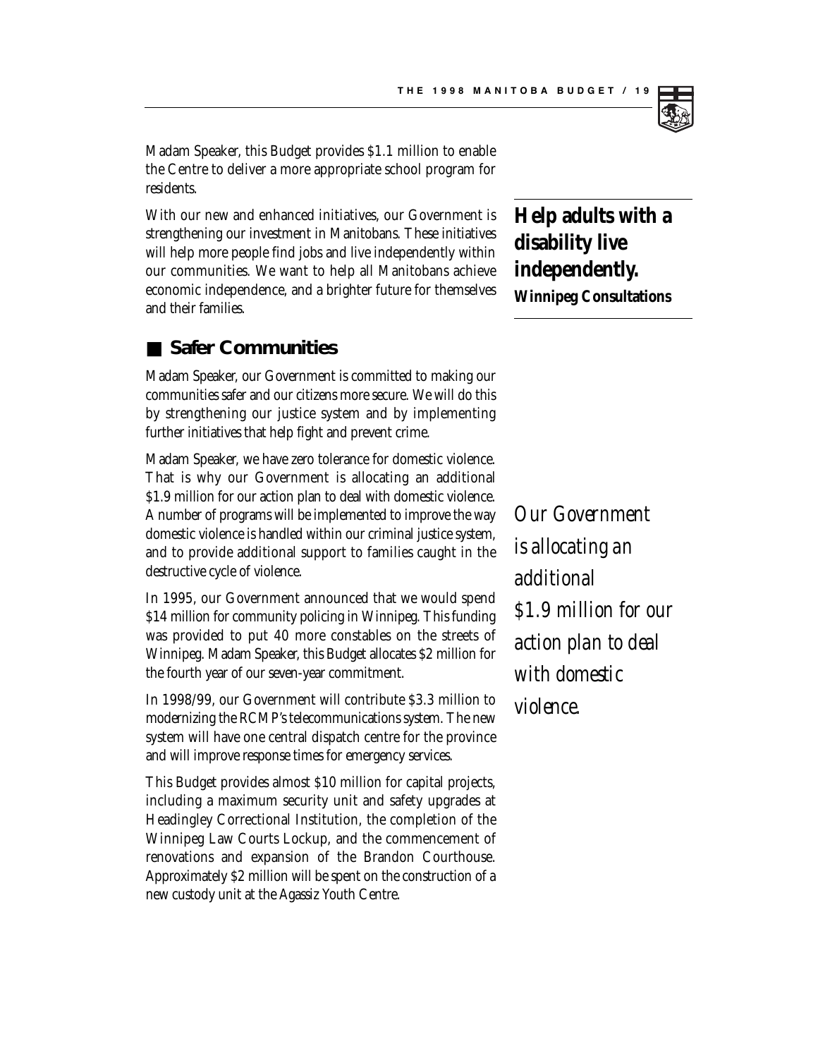Madam Speaker, this Budget provides $1.1 million to enable the Centre to deliver a more appropriate school program for residents.

With our new and enhanced initiatives, our Government is strengthening our investment in Manitobans. These initiatives will help more people find jobs and live independently within our communities. We want to help all Manitobans achieve economic independence, and a brighter future for themselves and their families.

> **Help adults with a disability live independently.**
> ***Winnipeg Consultations***

## Safer Communities

Madam Speaker, our Government is committed to making our communities safer and our citizens more secure. We will do this by strengthening our justice system and by implementing further initiatives that help fight and prevent crime.

Madam Speaker, we have zero tolerance for domestic violence. That is why our Government is allocating an additional $1.9 million for our action plan to deal with domestic violence. A number of programs will be implemented to improve the way domestic violence is handled within our criminal justice system, and to provide additional support to families caught in the destructive cycle of violence.

> *Our Government is allocating an additional $1.9 million for our action plan to deal with domestic violence.*

In 1995, our Government announced that we would spend $14 million for community policing in Winnipeg. This funding was provided to put 40 more constables on the streets of Winnipeg. Madam Speaker, this Budget allocates $2 million for the fourth year of our seven-year commitment.

In 1998/99, our Government will contribute $3.3 million to modernizing the RCMP's telecommunications system. The new system will have one central dispatch centre for the province and will improve response times for emergency services.

This Budget provides almost $10 million for capital projects, including a maximum security unit and safety upgrades at Headingley Correctional Institution, the completion of the Winnipeg Law Courts Lockup, and the commencement of renovations and expansion of the Brandon Courthouse. Approximately $2 million will be spent on the construction of a new custody unit at the Agassiz Youth Centre.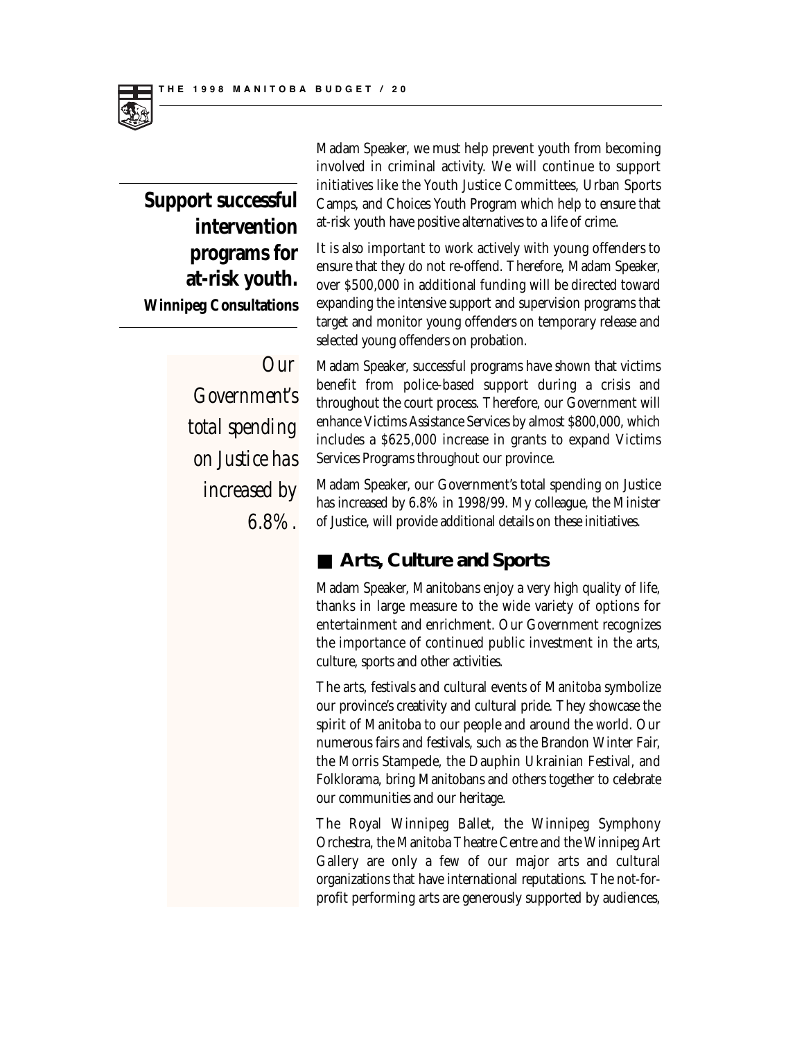**Support successful intervention programs for at-risk youth.**
**Winnipeg Consultations**

*Our Government's total spending on Justice has increased by 6.8%.*

Madam Speaker, we must help prevent youth from becoming involved in criminal activity. We will continue to support initiatives like the Youth Justice Committees, Urban Sports Camps, and Choices Youth Program which help to ensure that at-risk youth have positive alternatives to a life of crime.

It is also important to work actively with young offenders to ensure that they do not re-offend. Therefore, Madam Speaker, over $500,000 in additional funding will be directed toward expanding the intensive support and supervision programs that target and monitor young offenders on temporary release and selected young offenders on probation.

Madam Speaker, successful programs have shown that victims benefit from police-based support during a crisis and throughout the court process. Therefore, our Government will enhance Victims Assistance Services by almost $800,000, which includes a $625,000 increase in grants to expand Victims Services Programs throughout our province.

Madam Speaker, our Government's total spending on Justice has increased by 6.8% in 1998/99. My colleague, the Minister of Justice, will provide additional details on these initiatives.

## Arts, Culture and Sports

Madam Speaker, Manitobans enjoy a very high quality of life, thanks in large measure to the wide variety of options for entertainment and enrichment. Our Government recognizes the importance of continued public investment in the arts, culture, sports and other activities.

The arts, festivals and cultural events of Manitoba symbolize our province's creativity and cultural pride. They showcase the spirit of Manitoba to our people and around the world. Our numerous fairs and festivals, such as the Brandon Winter Fair, the Morris Stampede, the Dauphin Ukrainian Festival, and Folklorama, bring Manitobans and others together to celebrate our communities and our heritage.

The Royal Winnipeg Ballet, the Winnipeg Symphony Orchestra, the Manitoba Theatre Centre and the Winnipeg Art Gallery are only a few of our major arts and cultural organizations that have international reputations. The not-for-profit performing arts are generously supported by audiences,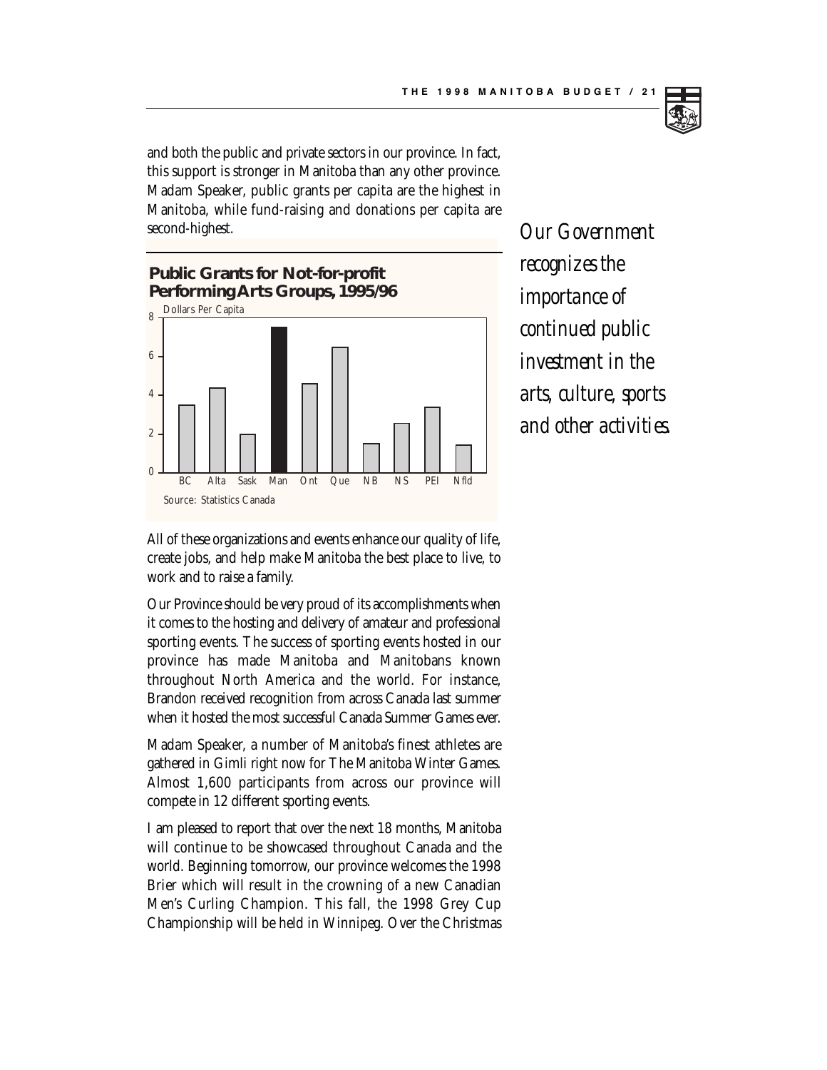and both the public and private sectors in our province. In fact, this support is stronger in Manitoba than any other province. Madam Speaker, public grants per capita are the highest in Manitoba, while fund-raising and donations per capita are second-highest.

*Our Government recognizes the importance of continued public investment in the arts, culture, sports and other activities.*

**Public Grants for Not-for-profit Performing Arts Groups, 1995/96**

Dollars Per Capita

Source: Statistics Canada

All of these organizations and events enhance our quality of life, create jobs, and help make Manitoba the best place to live, to work and to raise a family.

Our Province should be very proud of its accomplishments when it comes to the hosting and delivery of amateur and professional sporting events. The success of sporting events hosted in our province has made Manitoba and Manitobans known throughout North America and the world. For instance, Brandon received recognition from across Canada last summer when it hosted the most successful Canada Summer Games ever.

Madam Speaker, a number of Manitoba's finest athletes are gathered in Gimli right now for The Manitoba Winter Games. Almost 1,600 participants from across our province will compete in 12 different sporting events.

I am pleased to report that over the next 18 months, Manitoba will continue to be showcased throughout Canada and the world. Beginning tomorrow, our province welcomes the 1998 Brier which will result in the crowning of a new Canadian Men's Curling Champion. This fall, the 1998 Grey Cup Championship will be held in Winnipeg. Over the Christmas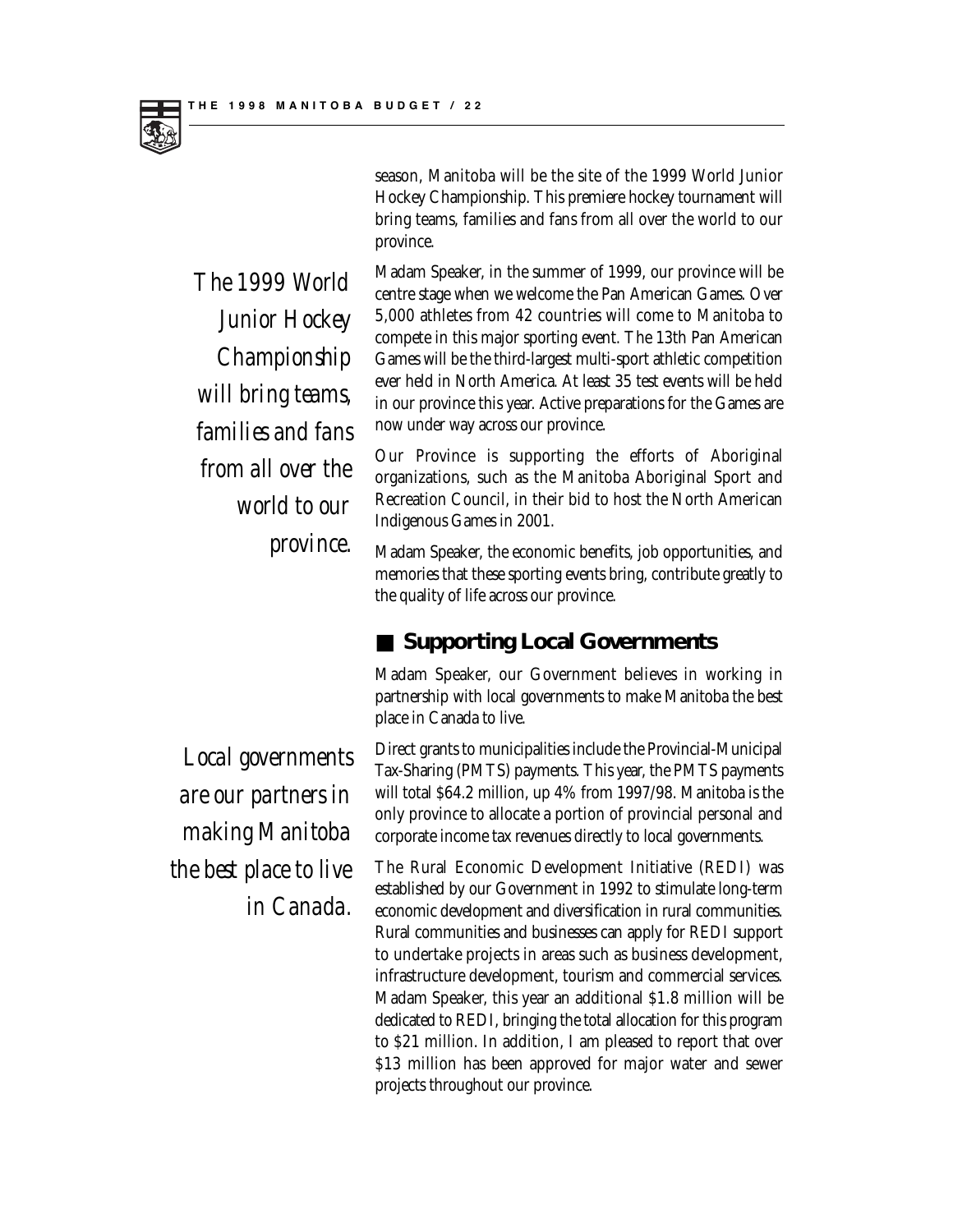season, Manitoba will be the site of the 1999 World Junior Hockey Championship. This premiere hockey tournament will bring teams, families and fans from all over the world to our province.

*The 1999 World Junior Hockey Championship will bring teams, families and fans from all over the world to our province.*

Madam Speaker, in the summer of 1999, our province will be centre stage when we welcome the Pan American Games. Over 5,000 athletes from 42 countries will come to Manitoba to compete in this major sporting event. The 13th Pan American Games will be the third-largest multi-sport athletic competition ever held in North America. At least 35 test events will be held in our province this year. Active preparations for the Games are now under way across our province.

Our Province is supporting the efforts of Aboriginal organizations, such as the Manitoba Aboriginal Sport and Recreation Council, in their bid to host the North American Indigenous Games in 2001.

Madam Speaker, the economic benefits, job opportunities, and memories that these sporting events bring, contribute greatly to the quality of life across our province.

## Supporting Local Governments

Madam Speaker, our Government believes in working in partnership with local governments to make Manitoba the best place in Canada to live.

*Local governments are our partners in making Manitoba the best place to live in Canada.*

Direct grants to municipalities include the Provincial-Municipal Tax-Sharing (PMTS) payments. This year, the PMTS payments will total $64.2 million, up 4% from 1997/98. Manitoba is the only province to allocate a portion of provincial personal and corporate income tax revenues directly to local governments.

The Rural Economic Development Initiative (REDI) was established by our Government in 1992 to stimulate long-term economic development and diversification in rural communities. Rural communities and businesses can apply for REDI support to undertake projects in areas such as business development, infrastructure development, tourism and commercial services. Madam Speaker, this year an additional $1.8 million will be dedicated to REDI, bringing the total allocation for this program to $21 million. In addition, I am pleased to report that over $13 million has been approved for major water and sewer projects throughout our province.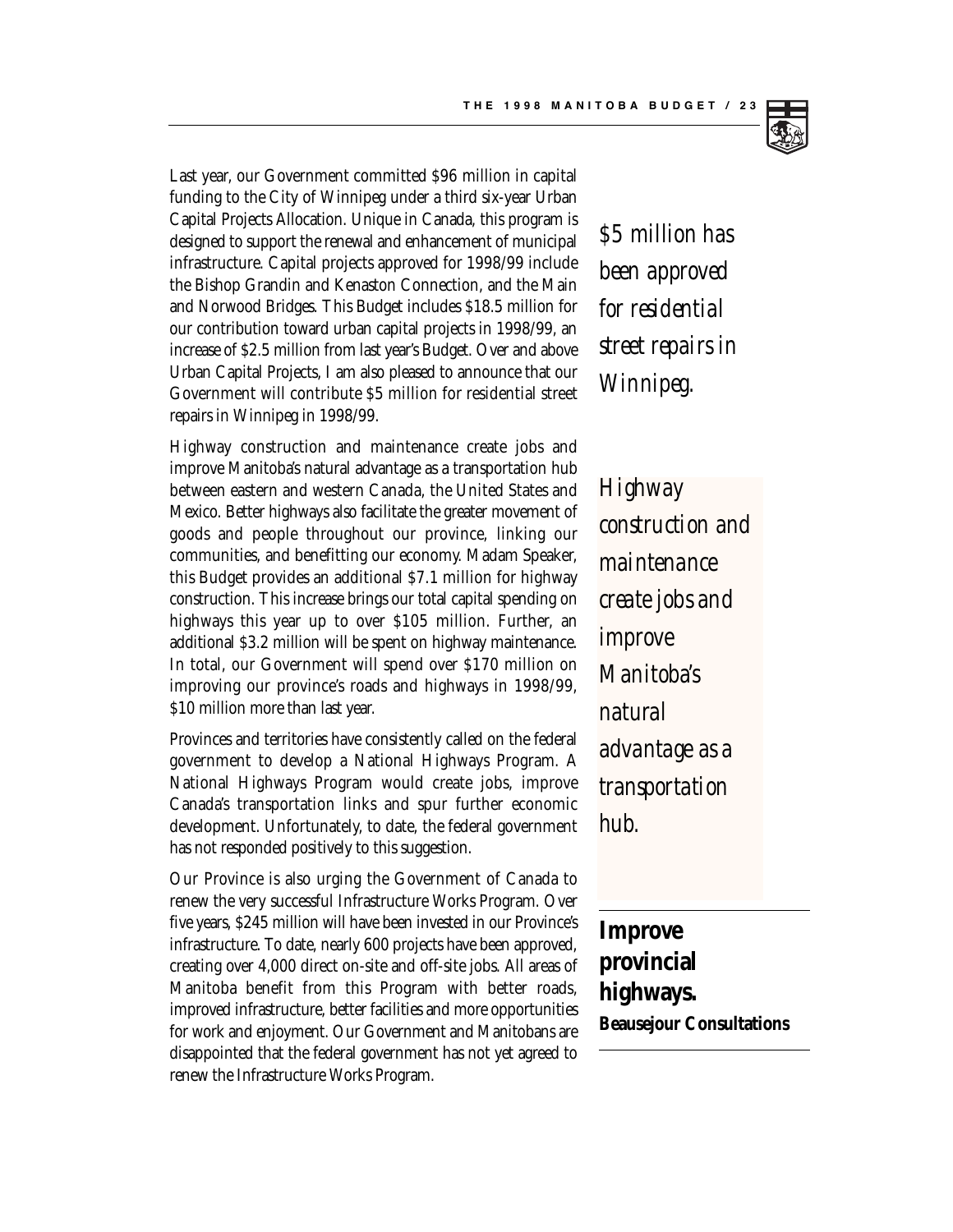Last year, our Government committed $96 million in capital funding to the City of Winnipeg under a third six-year Urban Capital Projects Allocation. Unique in Canada, this program is designed to support the renewal and enhancement of municipal infrastructure. Capital projects approved for 1998/99 include the Bishop Grandin and Kenaston Connection, and the Main and Norwood Bridges. This Budget includes $18.5 million for our contribution toward urban capital projects in 1998/99, an increase of $2.5 million from last year's Budget. Over and above Urban Capital Projects, I am also pleased to announce that our Government will contribute $5 million for residential street repairs in Winnipeg in 1998/99.

*$5 million has been approved for residential street repairs in Winnipeg.*

Highway construction and maintenance create jobs and improve Manitoba's natural advantage as a transportation hub between eastern and western Canada, the United States and Mexico. Better highways also facilitate the greater movement of goods and people throughout our province, linking our communities, and benefitting our economy. Madam Speaker, this Budget provides an additional $7.1 million for highway construction. This increase brings our total capital spending on highways this year up to over $105 million. Further, an additional $3.2 million will be spent on highway maintenance. In total, our Government will spend over $170 million on improving our province's roads and highways in 1998/99, $10 million more than last year.

*Highway construction and maintenance create jobs and improve Manitoba's natural advantage as a transportation hub.*

Provinces and territories have consistently called on the federal government to develop a National Highways Program. A National Highways Program would create jobs, improve Canada's transportation links and spur further economic development. Unfortunately, to date, the federal government has not responded positively to this suggestion.

Our Province is also urging the Government of Canada to renew the very successful Infrastructure Works Program. Over five years, $245 million will have been invested in our Province's infrastructure. To date, nearly 600 projects have been approved, creating over 4,000 direct on-site and off-site jobs. All areas of Manitoba benefit from this Program with better roads, improved infrastructure, better facilities and more opportunities for work and enjoyment. Our Government and Manitobans are disappointed that the federal government has not yet agreed to renew the Infrastructure Works Program.

**Improve provincial highways.**
**Beausejour Consultations**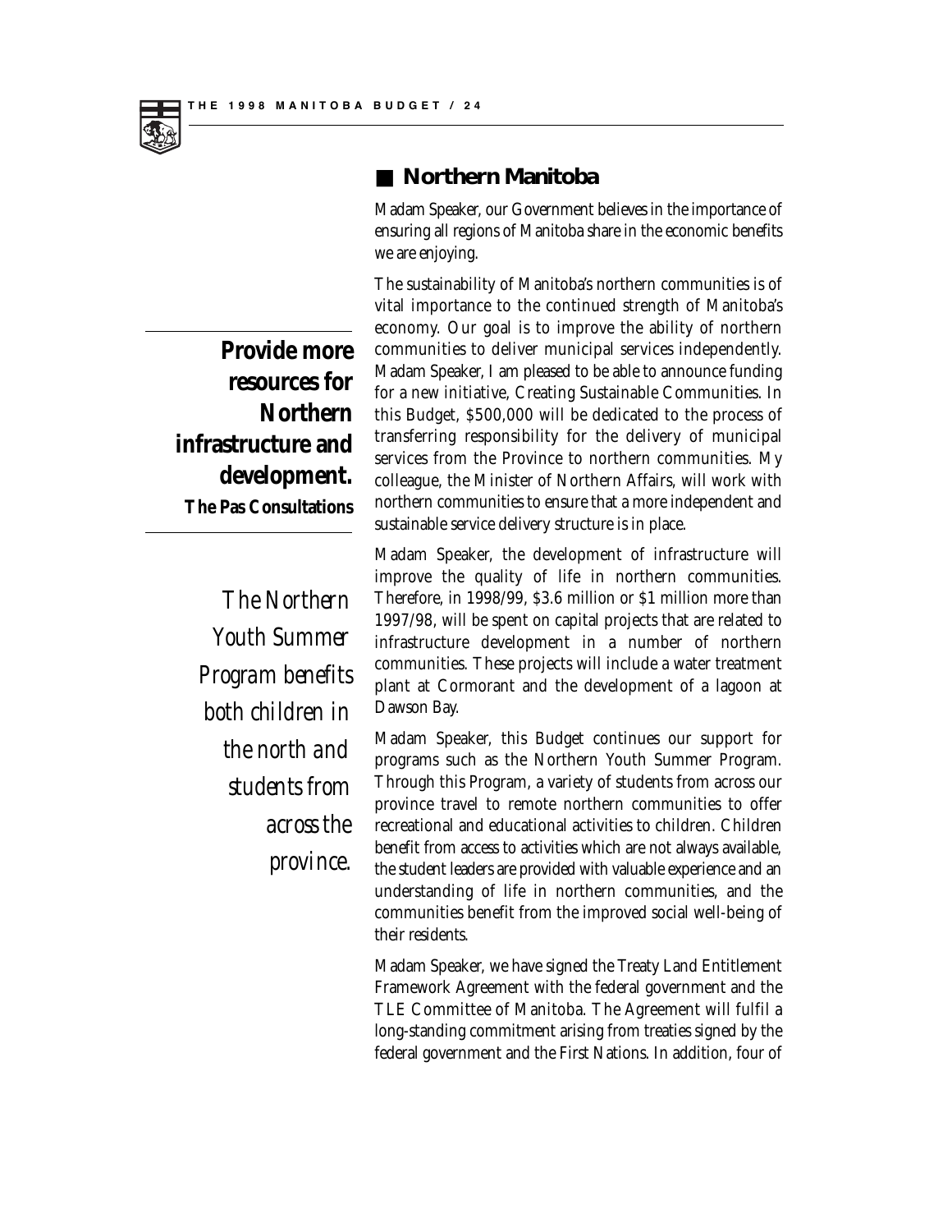## Northern Manitoba

Madam Speaker, our Government believes in the importance of ensuring all regions of Manitoba share in the economic benefits we are enjoying.

The sustainability of Manitoba's northern communities is of vital importance to the continued strength of Manitoba's economy. Our goal is to improve the ability of northern communities to deliver municipal services independently. Madam Speaker, I am pleased to be able to announce funding for a new initiative, Creating Sustainable Communities. In this Budget, $500,000 will be dedicated to the process of transferring responsibility for the delivery of municipal services from the Province to northern communities. My colleague, the Minister of Northern Affairs, will work with northern communities to ensure that a more independent and sustainable service delivery structure is in place.

**Provide more resources for Northern infrastructure and development.**
**The Pas Consultations**

Madam Speaker, the development of infrastructure will improve the quality of life in northern communities. Therefore, in 1998/99, $3.6 million or $1 million more than 1997/98, will be spent on capital projects that are related to infrastructure development in a number of northern communities. These projects will include a water treatment plant at Cormorant and the development of a lagoon at Dawson Bay.

*The Northern Youth Summer Program benefits both children in the north and students from across the province.*

Madam Speaker, this Budget continues our support for programs such as the Northern Youth Summer Program. Through this Program, a variety of students from across our province travel to remote northern communities to offer recreational and educational activities to children. Children benefit from access to activities which are not always available, the student leaders are provided with valuable experience and an understanding of life in northern communities, and the communities benefit from the improved social well-being of their residents.

Madam Speaker, we have signed the Treaty Land Entitlement Framework Agreement with the federal government and the TLE Committee of Manitoba. The Agreement will fulfil a long-standing commitment arising from treaties signed by the federal government and the First Nations. In addition, four of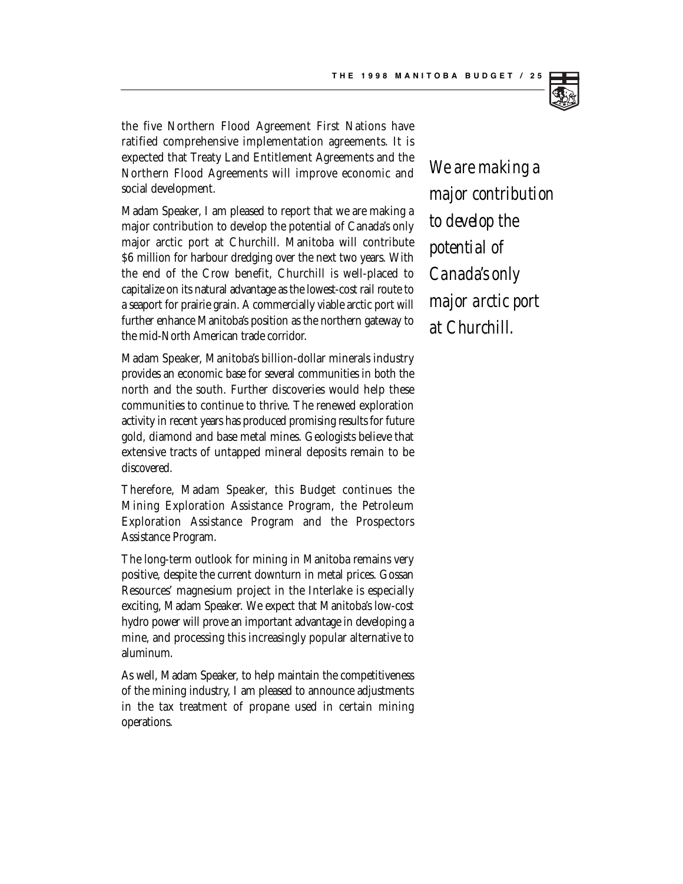the five Northern Flood Agreement First Nations have ratified comprehensive implementation agreements. It is expected that Treaty Land Entitlement Agreements and the Northern Flood Agreements will improve economic and social development.

*We are making a major contribution to develop the potential of Canada's only major arctic port at Churchill.*

Madam Speaker, I am pleased to report that we are making a major contribution to develop the potential of Canada's only major arctic port at Churchill. Manitoba will contribute $6 million for harbour dredging over the next two years. With the end of the Crow benefit, Churchill is well-placed to capitalize on its natural advantage as the lowest-cost rail route to a seaport for prairie grain. A commercially viable arctic port will further enhance Manitoba's position as the northern gateway to the mid-North American trade corridor.

Madam Speaker, Manitoba's billion-dollar minerals industry provides an economic base for several communities in both the north and the south. Further discoveries would help these communities to continue to thrive. The renewed exploration activity in recent years has produced promising results for future gold, diamond and base metal mines. Geologists believe that extensive tracts of untapped mineral deposits remain to be discovered.

Therefore, Madam Speaker, this Budget continues the Mining Exploration Assistance Program, the Petroleum Exploration Assistance Program and the Prospectors Assistance Program.

The long-term outlook for mining in Manitoba remains very positive, despite the current downturn in metal prices. Gossan Resources' magnesium project in the Interlake is especially exciting, Madam Speaker. We expect that Manitoba's low-cost hydro power will prove an important advantage in developing a mine, and processing this increasingly popular alternative to aluminum.

As well, Madam Speaker, to help maintain the competitiveness of the mining industry, I am pleased to announce adjustments in the tax treatment of propane used in certain mining operations.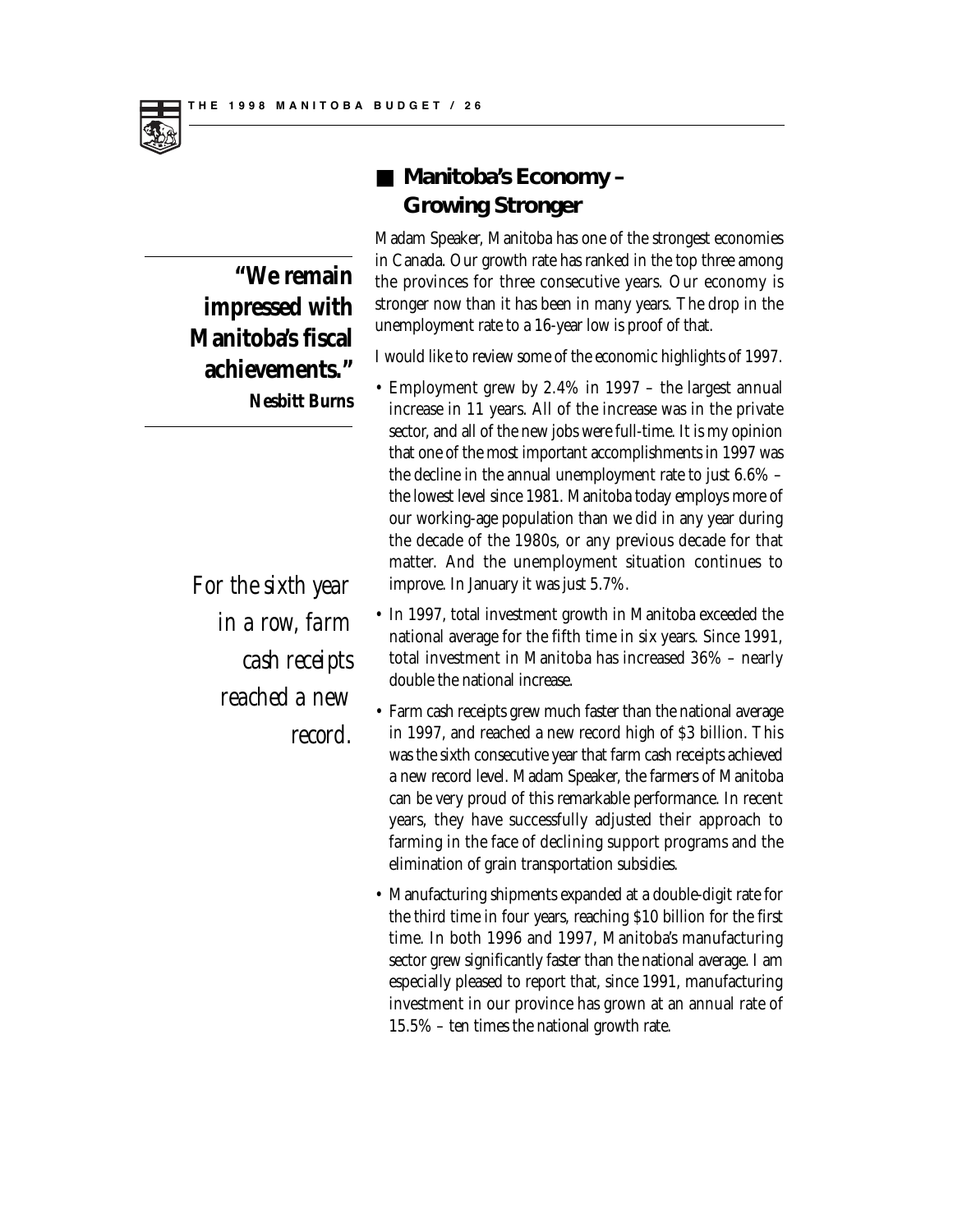## Manitoba's Economy – Growing Stronger

> **"We remain impressed with Manitoba's fiscal achievements."**
> ***Nesbitt Burns***

Madam Speaker, Manitoba has one of the strongest economies in Canada. Our growth rate has ranked in the top three among the provinces for three consecutive years. Our economy is stronger now than it has been in many years. The drop in the unemployment rate to a 16-year low is proof of that.

I would like to review some of the economic highlights of 1997.

- Employment grew by 2.4% in 1997 – the largest annual increase in 11 years. All of the increase was in the private sector, and all of the new jobs were full-time. It is my opinion that one of the most important accomplishments in 1997 was the decline in the annual unemployment rate to just 6.6% – the lowest level since 1981. Manitoba today employs more of our working-age population than we did in any year during the decade of the 1980s, or any previous decade for that matter. And the unemployment situation continues to improve. In January it was just 5.7%.
- In 1997, total investment growth in Manitoba exceeded the national average for the fifth time in six years. Since 1991, total investment in Manitoba has increased 36% – nearly double the national increase.

> *For the sixth year in a row, farm cash receipts reached a new record.*

- Farm cash receipts grew much faster than the national average in 1997, and reached a new record high of $3 billion. This was the sixth consecutive year that farm cash receipts achieved a new record level. Madam Speaker, the farmers of Manitoba can be very proud of this remarkable performance. In recent years, they have successfully adjusted their approach to farming in the face of declining support programs and the elimination of grain transportation subsidies.
- Manufacturing shipments expanded at a double-digit rate for the third time in four years, reaching $10 billion for the first time. In both 1996 and 1997, Manitoba's manufacturing sector grew significantly faster than the national average. I am especially pleased to report that, since 1991, manufacturing investment in our province has grown at an annual rate of 15.5% – ten times the national growth rate.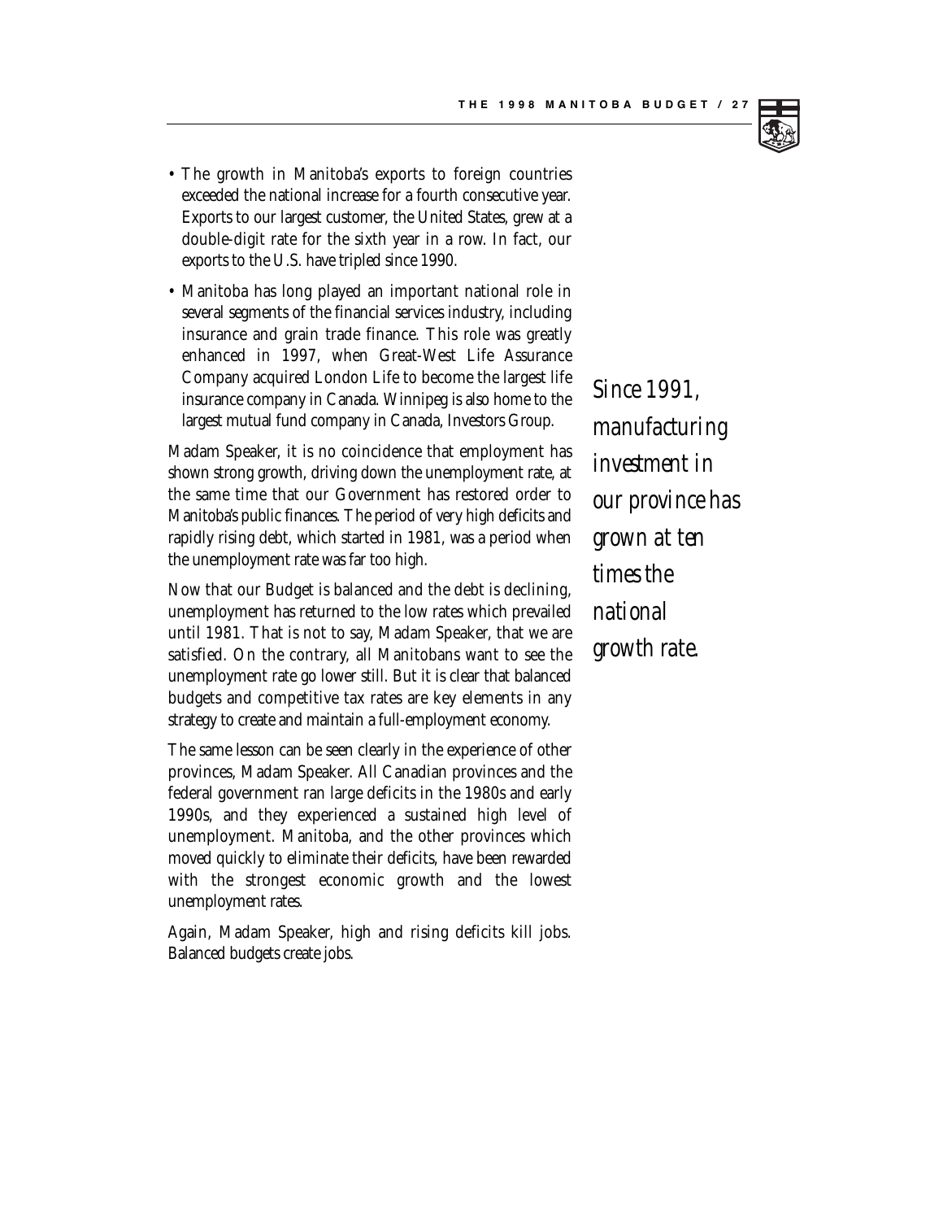- The growth in Manitoba's exports to foreign countries exceeded the national increase for a fourth consecutive year. Exports to our largest customer, the United States, grew at a double-digit rate for the sixth year in a row. In fact, our exports to the U.S. have tripled since 1990.
- Manitoba has long played an important national role in several segments of the financial services industry, including insurance and grain trade finance. This role was greatly enhanced in 1997, when Great-West Life Assurance Company acquired London Life to become the largest life insurance company in Canada. Winnipeg is also home to the largest mutual fund company in Canada, Investors Group.

*Since 1991, manufacturing investment in our province has grown at ten times the national growth rate.*

Madam Speaker, it is no coincidence that employment has shown strong growth, driving down the unemployment rate, at the same time that our Government has restored order to Manitoba's public finances. The period of very high deficits and rapidly rising debt, which started in 1981, was a period when the unemployment rate was far too high.

Now that our Budget is balanced and the debt is declining, unemployment has returned to the low rates which prevailed until 1981. That is not to say, Madam Speaker, that we are satisfied. On the contrary, all Manitobans want to see the unemployment rate go lower still. But it is clear that balanced budgets and competitive tax rates are key elements in any strategy to create and maintain a full-employment economy.

The same lesson can be seen clearly in the experience of other provinces, Madam Speaker. All Canadian provinces and the federal government ran large deficits in the 1980s and early 1990s, and they experienced a sustained high level of unemployment. Manitoba, and the other provinces which moved quickly to eliminate their deficits, have been rewarded with the strongest economic growth and the lowest unemployment rates.

Again, Madam Speaker, high and rising deficits kill jobs. Balanced budgets create jobs.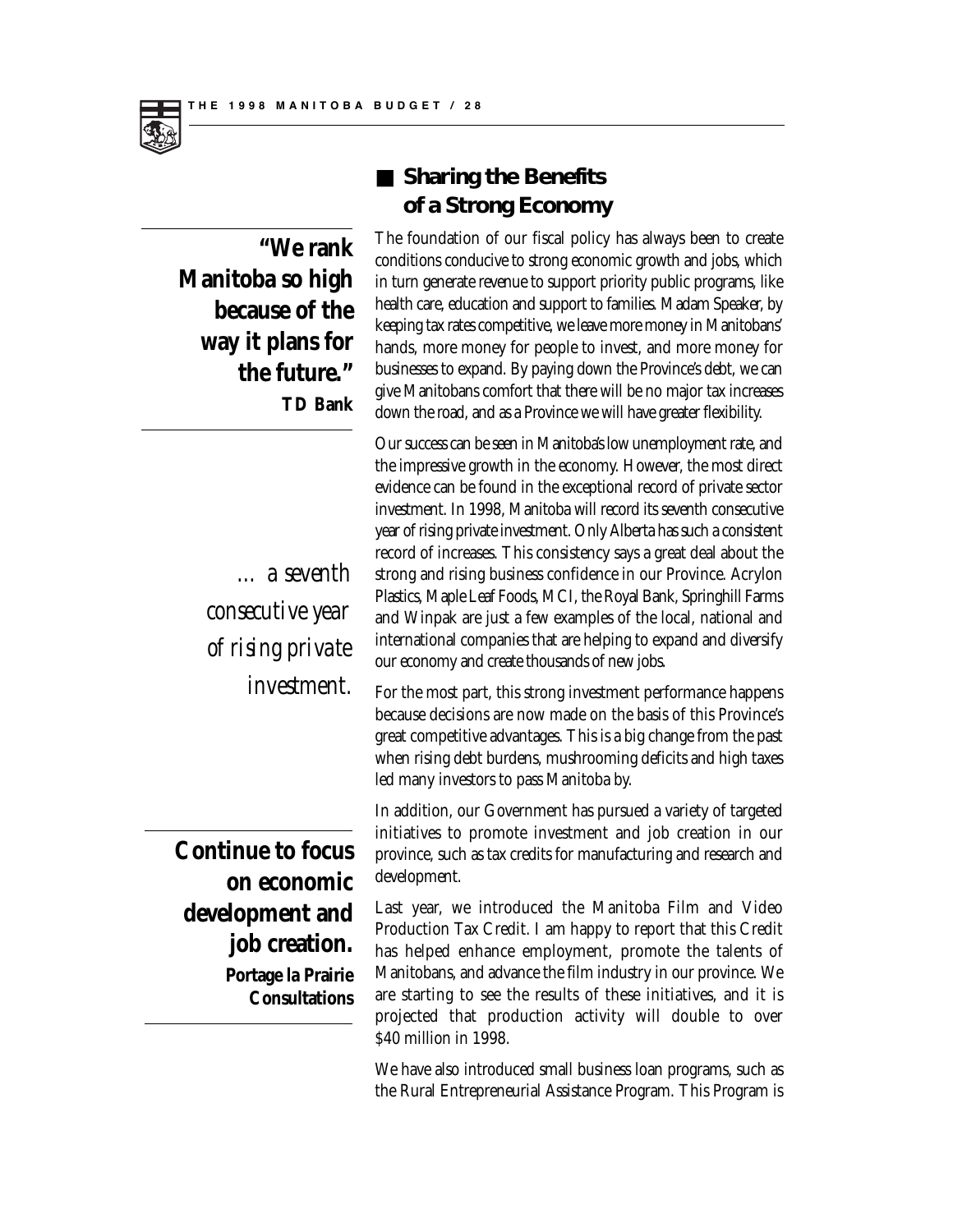## Sharing the Benefits of a Strong Economy

**"We rank Manitoba so high because of the way it plans for the future."**
**TD Bank**

The foundation of our fiscal policy has always been to create conditions conducive to strong economic growth and jobs, which in turn generate revenue to support priority public programs, like health care, education and support to families. Madam Speaker, by keeping tax rates competitive, we leave more money in Manitobans' hands, more money for people to invest, and more money for businesses to expand. By paying down the Province's debt, we can give Manitobans comfort that there will be no major tax increases down the road, and as a Province we will have greater flexibility.

Our success can be seen in Manitoba's low unemployment rate, and the impressive growth in the economy. However, the most direct evidence can be found in the exceptional record of private sector investment. In 1998, Manitoba will record its seventh consecutive year of rising private investment. Only Alberta has such a consistent record of increases. This consistency says a great deal about the strong and rising business confidence in our Province. Acrylon Plastics, Maple Leaf Foods, MCI, the Royal Bank, Springhill Farms and Winpak are just a few examples of the local, national and international companies that are helping to expand and diversify our economy and create thousands of new jobs.

*... a seventh consecutive year of rising private investment.*

For the most part, this strong investment performance happens because decisions are now made on the basis of this Province's great competitive advantages. This is a big change from the past when rising debt burdens, mushrooming deficits and high taxes led many investors to pass Manitoba by.

In addition, our Government has pursued a variety of targeted initiatives to promote investment and job creation in our province, such as tax credits for manufacturing and research and development.

**Continue to focus on economic development and job creation.**
**Portage la Prairie Consultations**

Last year, we introduced the Manitoba Film and Video Production Tax Credit. I am happy to report that this Credit has helped enhance employment, promote the talents of Manitobans, and advance the film industry in our province. We are starting to see the results of these initiatives, and it is projected that production activity will double to over $40 million in 1998.

We have also introduced small business loan programs, such as the Rural Entrepreneurial Assistance Program. This Program is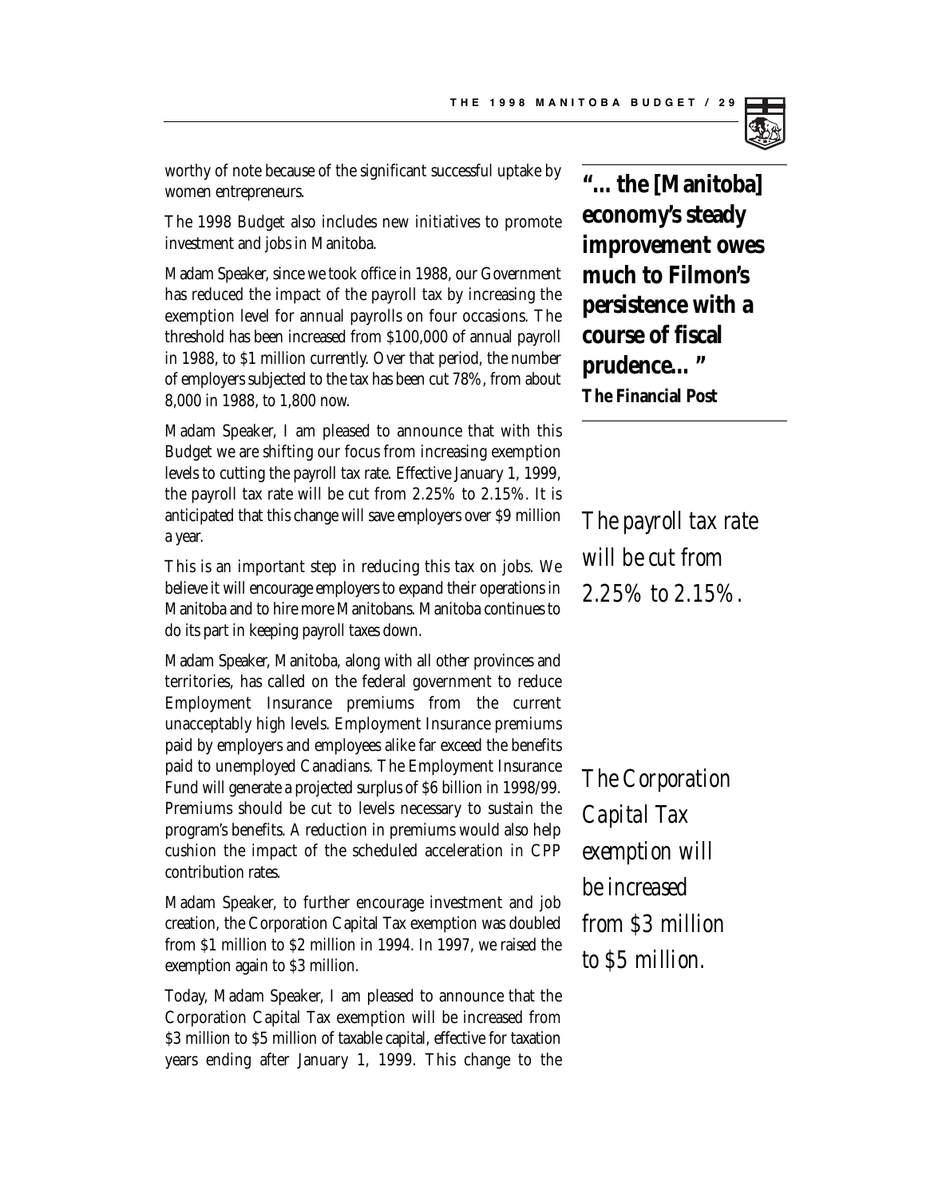worthy of note because of the significant successful uptake by women entrepreneurs.

The 1998 Budget also includes new initiatives to promote investment and jobs in Manitoba.

Madam Speaker, since we took office in 1988, our Government has reduced the impact of the payroll tax by increasing the exemption level for annual payrolls on four occasions. The threshold has been increased from $100,000 of annual payroll in 1988, to $1 million currently. Over that period, the number of employers subjected to the tax has been cut 78%, from about 8,000 in 1988, to 1,800 now.

Madam Speaker, I am pleased to announce that with this Budget we are shifting our focus from increasing exemption levels to cutting the payroll tax rate. Effective January 1, 1999, the payroll tax rate will be cut from 2.25% to 2.15%. It is anticipated that this change will save employers over $9 million a year.

This is an important step in reducing this tax on jobs. We believe it will encourage employers to expand their operations in Manitoba and to hire more Manitobans. Manitoba continues to do its part in keeping payroll taxes down.

Madam Speaker, Manitoba, along with all other provinces and territories, has called on the federal government to reduce Employment Insurance premiums from the current unacceptably high levels. Employment Insurance premiums paid by employers and employees alike far exceed the benefits paid to unemployed Canadians. The Employment Insurance Fund will generate a projected surplus of $6 billion in 1998/99. Premiums should be cut to levels necessary to sustain the program's benefits. A reduction in premiums would also help cushion the impact of the scheduled acceleration in CPP contribution rates.

Madam Speaker, to further encourage investment and job creation, the Corporation Capital Tax exemption was doubled from $1 million to $2 million in 1994. In 1997, we raised the exemption again to $3 million.

Today, Madam Speaker, I am pleased to announce that the Corporation Capital Tax exemption will be increased from $3 million to $5 million of taxable capital, effective for taxation years ending after January 1, 1999. This change to the

**"... the [Manitoba] economy's steady improvement owes much to Filmon's persistence with a course of fiscal prudence... "**
**The Financial Post**

*The payroll tax rate will be cut from 2.25% to 2.15%.*

*The Corporation Capital Tax exemption will be increased from $3 million to $5 million.*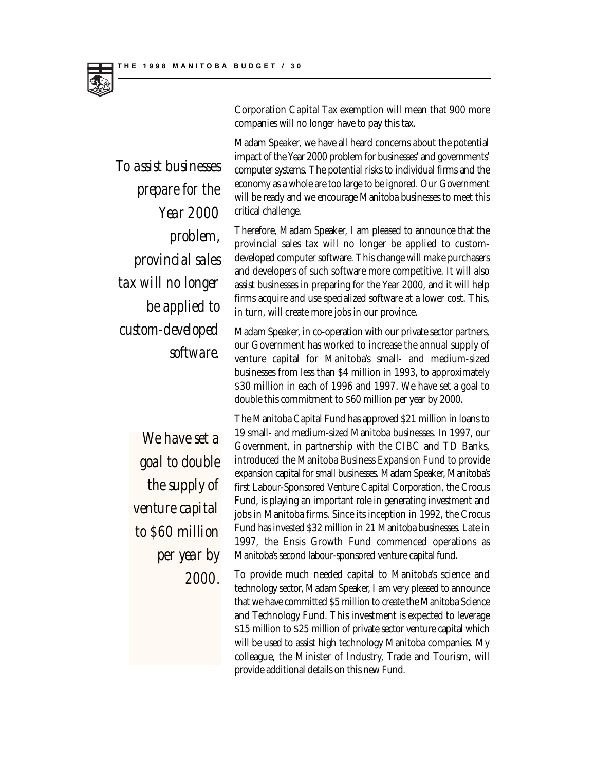Corporation Capital Tax exemption will mean that 900 more companies will no longer have to pay this tax.

*To assist businesses prepare for the Year 2000 problem, provincial sales tax will no longer be applied to custom-developed software.*

Madam Speaker, we have all heard concerns about the potential impact of the Year 2000 problem for businesses' and governments' computer systems. The potential risks to individual firms and the economy as a whole are too large to be ignored. Our Government will be ready and we encourage Manitoba businesses to meet this critical challenge.

Therefore, Madam Speaker, I am pleased to announce that the provincial sales tax will no longer be applied to custom-developed computer software. This change will make purchasers and developers of such software more competitive. It will also assist businesses in preparing for the Year 2000, and it will help firms acquire and use specialized software at a lower cost. This, in turn, will create more jobs in our province.

Madam Speaker, in co-operation with our private sector partners, our Government has worked to increase the annual supply of venture capital for Manitoba's small- and medium-sized businesses from less than $4 million in 1993, to approximately $30 million in each of 1996 and 1997. We have set a goal to double this commitment to $60 million per year by 2000.

*We have set a goal to double the supply of venture capital to $60 million per year by 2000.*

The Manitoba Capital Fund has approved $21 million in loans to 19 small- and medium-sized Manitoba businesses. In 1997, our Government, in partnership with the CIBC and TD Banks, introduced the Manitoba Business Expansion Fund to provide expansion capital for small businesses. Madam Speaker, Manitoba's first Labour-Sponsored Venture Capital Corporation, the Crocus Fund, is playing an important role in generating investment and jobs in Manitoba firms. Since its inception in 1992, the Crocus Fund has invested $32 million in 21 Manitoba businesses. Late in 1997, the Ensis Growth Fund commenced operations as Manitoba's second labour-sponsored venture capital fund.

To provide much needed capital to Manitoba's science and technology sector, Madam Speaker, I am very pleased to announce that we have committed $5 million to create the Manitoba Science and Technology Fund. This investment is expected to leverage $15 million to $25 million of private sector venture capital which will be used to assist high technology Manitoba companies. My colleague, the Minister of Industry, Trade and Tourism, will provide additional details on this new Fund.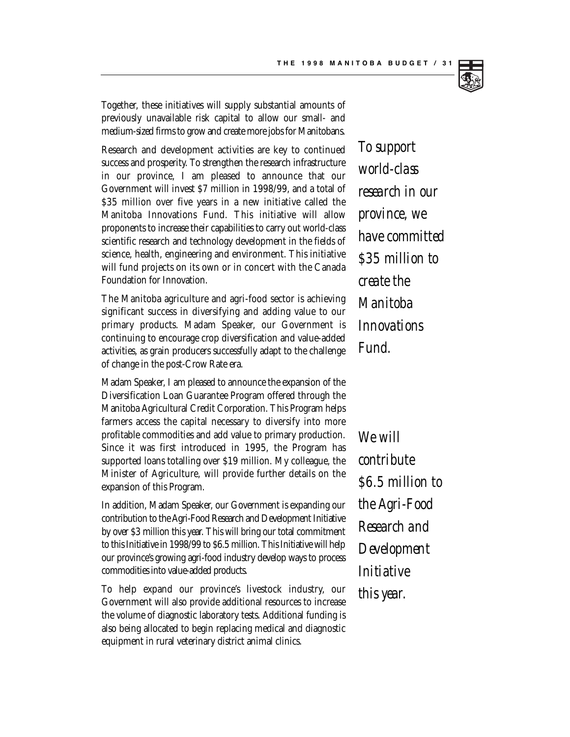Together, these initiatives will supply substantial amounts of previously unavailable risk capital to allow our small- and medium-sized firms to grow and create more jobs for Manitobans.

Research and development activities are key to continued success and prosperity. To strengthen the research infrastructure in our province, I am pleased to announce that our Government will invest $7 million in 1998/99, and a total of $35 million over five years in a new initiative called the Manitoba Innovations Fund. This initiative will allow proponents to increase their capabilities to carry out world-class scientific research and technology development in the fields of science, health, engineering and environment. This initiative will fund projects on its own or in concert with the Canada Foundation for Innovation.

*To support world-class research in our province, we have committed $35 million to create the Manitoba Innovations Fund.*

The Manitoba agriculture and agri-food sector is achieving significant success in diversifying and adding value to our primary products. Madam Speaker, our Government is continuing to encourage crop diversification and value-added activities, as grain producers successfully adapt to the challenge of change in the post-Crow Rate era.

Madam Speaker, I am pleased to announce the expansion of the Diversification Loan Guarantee Program offered through the Manitoba Agricultural Credit Corporation. This Program helps farmers access the capital necessary to diversify into more profitable commodities and add value to primary production. Since it was first introduced in 1995, the Program has supported loans totalling over $19 million. My colleague, the Minister of Agriculture, will provide further details on the expansion of this Program.

In addition, Madam Speaker, our Government is expanding our contribution to the Agri-Food Research and Development Initiative by over $3 million this year. This will bring our total commitment to this Initiative in 1998/99 to $6.5 million. This Initiative will help our province's growing agri-food industry develop ways to process commodities into value-added products.

*We will contribute $6.5 million to the Agri-Food Research and Development Initiative this year.*

To help expand our province's livestock industry, our Government will also provide additional resources to increase the volume of diagnostic laboratory tests. Additional funding is also being allocated to begin replacing medical and diagnostic equipment in rural veterinary district animal clinics.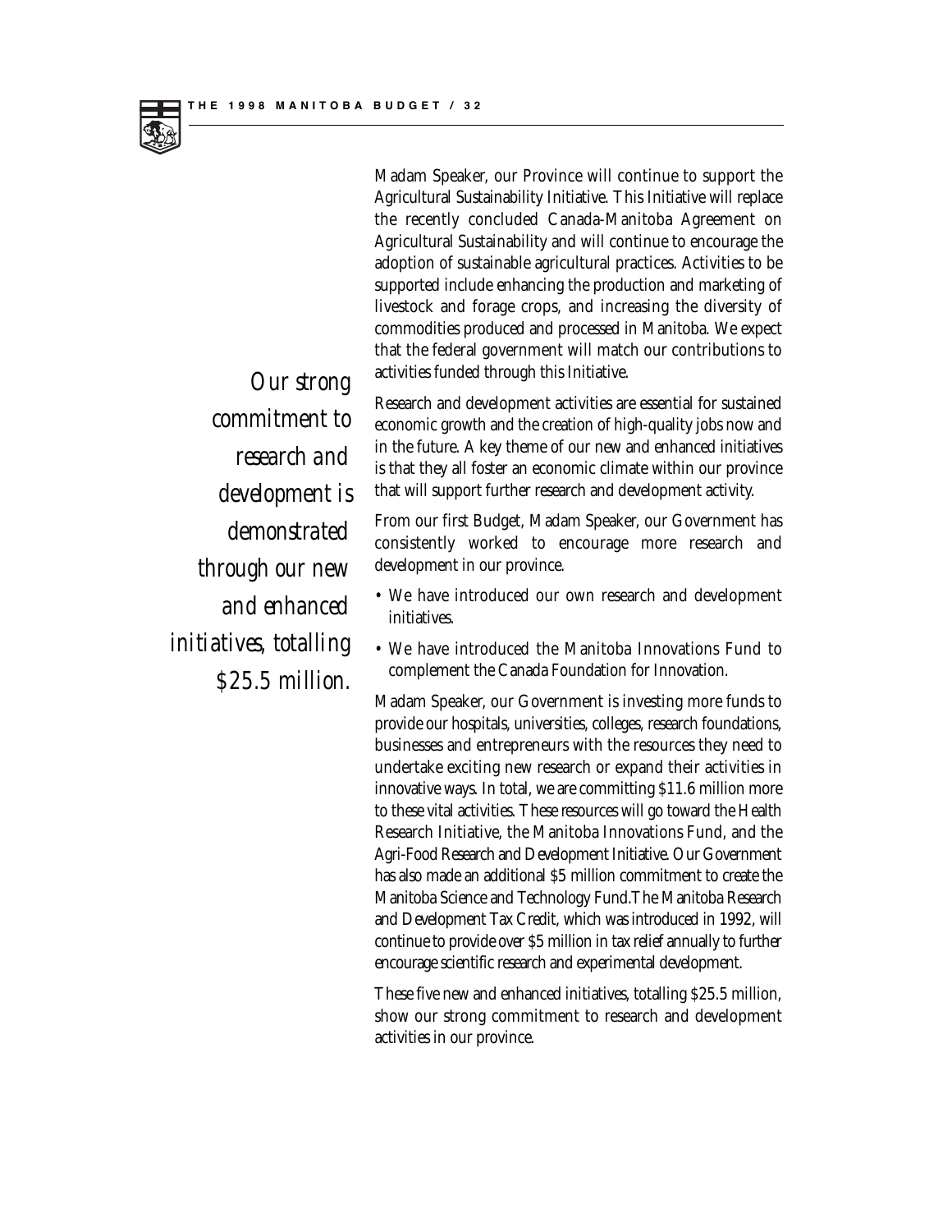Madam Speaker, our Province will continue to support the Agricultural Sustainability Initiative. This Initiative will replace the recently concluded Canada-Manitoba Agreement on Agricultural Sustainability and will continue to encourage the adoption of sustainable agricultural practices. Activities to be supported include enhancing the production and marketing of livestock and forage crops, and increasing the diversity of commodities produced and processed in Manitoba. We expect that the federal government will match our contributions to activities funded through this Initiative.

*Our strong commitment to research and development is demonstrated through our new and enhanced initiatives, totalling $25.5 million.*

Research and development activities are essential for sustained economic growth and the creation of high-quality jobs now and in the future. A key theme of our new and enhanced initiatives is that they all foster an economic climate within our province that will support further research and development activity.

From our first Budget, Madam Speaker, our Government has consistently worked to encourage more research and development in our province.

- We have introduced our own research and development initiatives.
- We have introduced the Manitoba Innovations Fund to complement the Canada Foundation for Innovation.

Madam Speaker, our Government is investing more funds to provide our hospitals, universities, colleges, research foundations, businesses and entrepreneurs with the resources they need to undertake exciting new research or expand their activities in innovative ways. In total, we are committing $11.6 million more to these vital activities. These resources will go toward the Health Research Initiative, the Manitoba Innovations Fund, and the Agri-Food Research and Development Initiative. Our Government has also made an additional $5 million commitment to create the Manitoba Science and Technology Fund.The Manitoba Research and Development Tax Credit, which was introduced in 1992, will continue to provide over $5 million in tax relief annually to further encourage scientific research and experimental development.

These five new and enhanced initiatives, totalling $25.5 million, show our strong commitment to research and development activities in our province.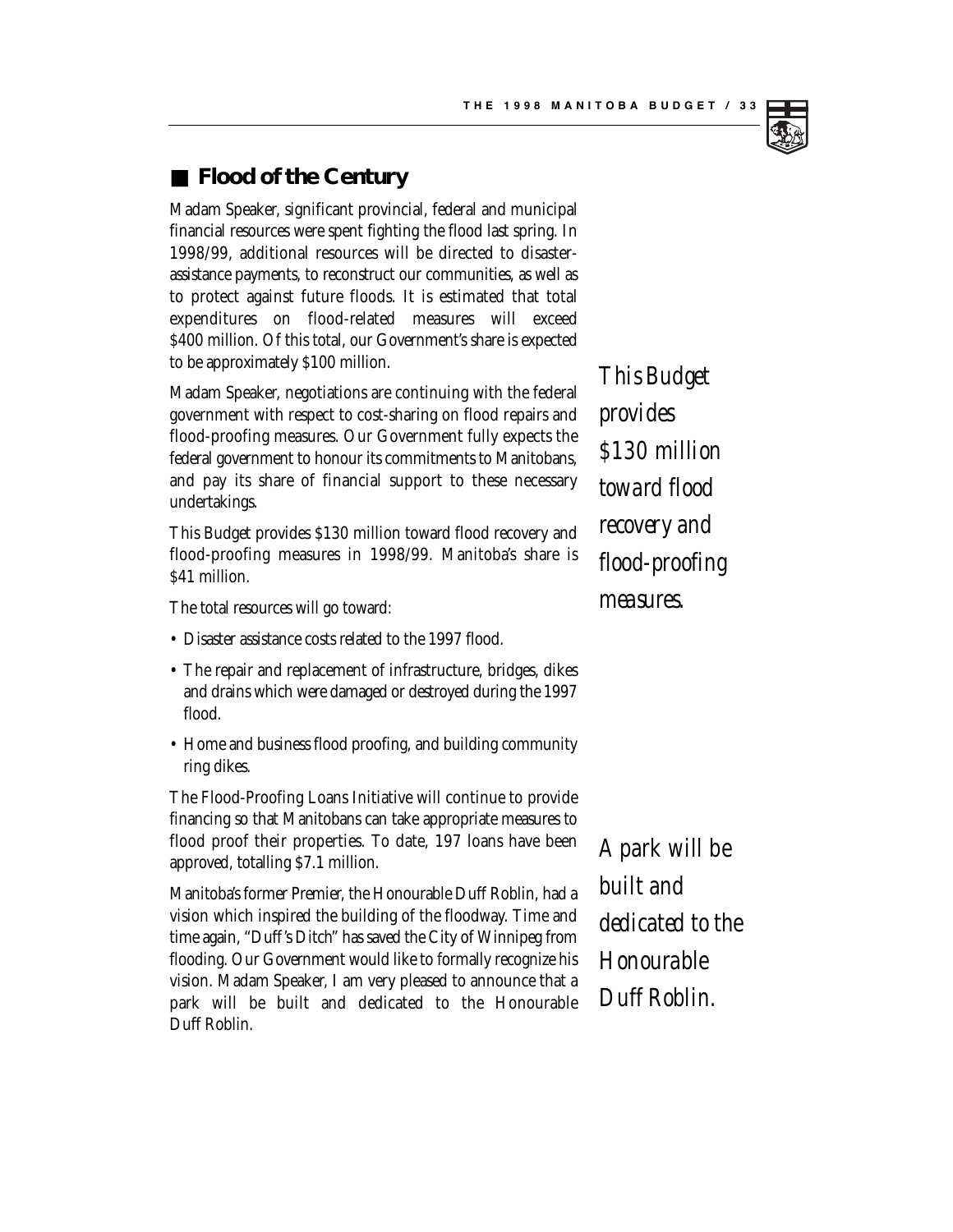## Flood of the Century

Madam Speaker, significant provincial, federal and municipal financial resources were spent fighting the flood last spring. In 1998/99, additional resources will be directed to disaster-assistance payments, to reconstruct our communities, as well as to protect against future floods. It is estimated that total expenditures on flood-related measures will exceed $400 million. Of this total, our Government's share is expected to be approximately $100 million.

Madam Speaker, negotiations are continuing with the federal government with respect to cost-sharing on flood repairs and flood-proofing measures. Our Government fully expects the federal government to honour its commitments to Manitobans, and pay its share of financial support to these necessary undertakings.

*This Budget provides $130 million toward flood recovery and flood-proofing measures.*

This Budget provides $130 million toward flood recovery and flood-proofing measures in 1998/99. Manitoba's share is $41 million.

The total resources will go toward:

- Disaster assistance costs related to the 1997 flood.
- The repair and replacement of infrastructure, bridges, dikes and drains which were damaged or destroyed during the 1997 flood.
- Home and business flood proofing, and building community ring dikes.

The Flood-Proofing Loans Initiative will continue to provide financing so that Manitobans can take appropriate measures to flood proof their properties. To date, 197 loans have been approved, totalling $7.1 million.

Manitoba's former Premier, the Honourable Duff Roblin, had a vision which inspired the building of the floodway. Time and time again, "Duff's Ditch" has saved the City of Winnipeg from flooding. Our Government would like to formally recognize his vision. Madam Speaker, I am very pleased to announce that a park will be built and dedicated to the Honourable Duff Roblin.

*A park will be built and dedicated to the Honourable Duff Roblin.*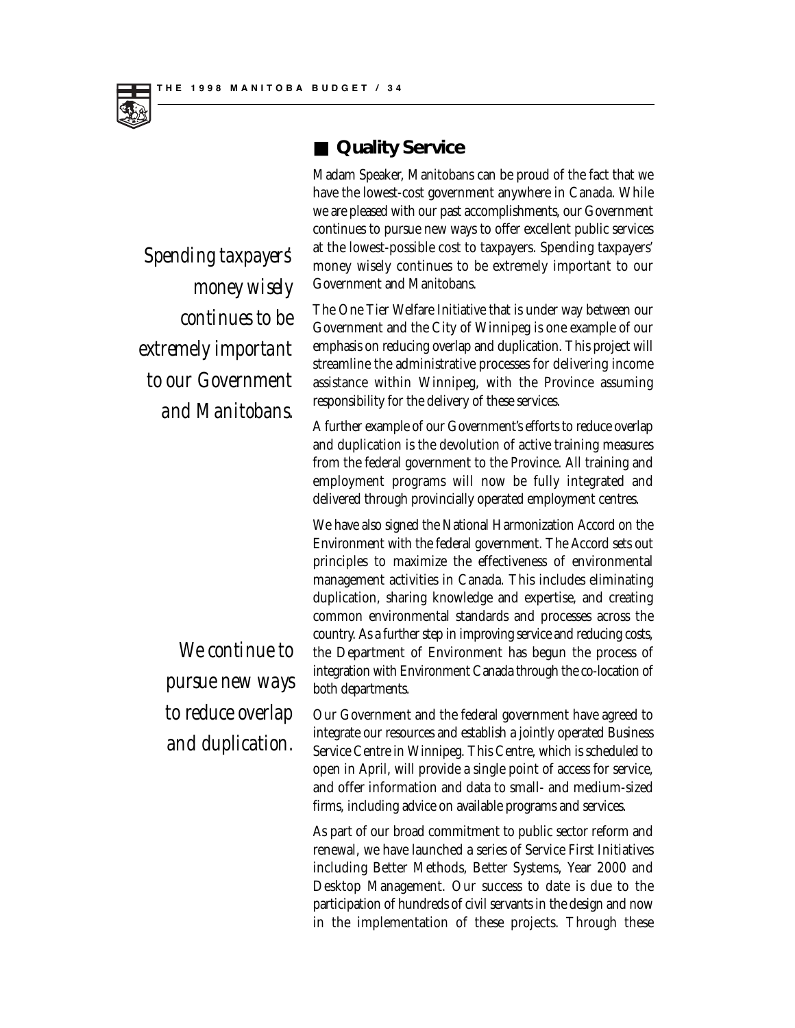## Quality Service

Madam Speaker, Manitobans can be proud of the fact that we have the lowest-cost government anywhere in Canada. While we are pleased with our past accomplishments, our Government continues to pursue new ways to offer excellent public services at the lowest-possible cost to taxpayers. Spending taxpayers' money wisely continues to be extremely important to our Government and Manitobans.

*Spending taxpayers' money wisely continues to be extremely important to our Government and Manitobans.*

The One Tier Welfare Initiative that is under way between our Government and the City of Winnipeg is one example of our emphasis on reducing overlap and duplication. This project will streamline the administrative processes for delivering income assistance within Winnipeg, with the Province assuming responsibility for the delivery of these services.

A further example of our Government's efforts to reduce overlap and duplication is the devolution of active training measures from the federal government to the Province. All training and employment programs will now be fully integrated and delivered through provincially operated employment centres.

We have also signed the National Harmonization Accord on the Environment with the federal government. The Accord sets out principles to maximize the effectiveness of environmental management activities in Canada. This includes eliminating duplication, sharing knowledge and expertise, and creating common environmental standards and processes across the country. As a further step in improving service and reducing costs, the Department of Environment has begun the process of integration with Environment Canada through the co-location of both departments.

*We continue to pursue new ways to reduce overlap and duplication.*

Our Government and the federal government have agreed to integrate our resources and establish a jointly operated Business Service Centre in Winnipeg. This Centre, which is scheduled to open in April, will provide a single point of access for service, and offer information and data to small- and medium-sized firms, including advice on available programs and services.

As part of our broad commitment to public sector reform and renewal, we have launched a series of Service First Initiatives including Better Methods, Better Systems, Year 2000 and Desktop Management. Our success to date is due to the participation of hundreds of civil servants in the design and now in the implementation of these projects. Through these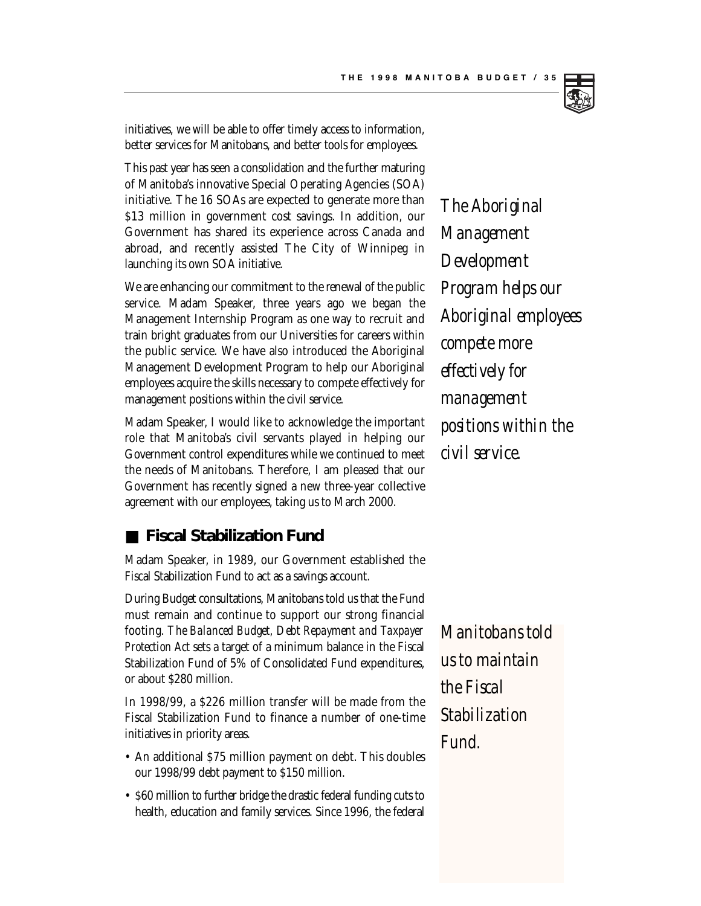initiatives, we will be able to offer timely access to information, better services for Manitobans, and better tools for employees.

This past year has seen a consolidation and the further maturing of Manitoba's innovative Special Operating Agencies (SOA) initiative. The 16 SOAs are expected to generate more than $13 million in government cost savings. In addition, our Government has shared its experience across Canada and abroad, and recently assisted The City of Winnipeg in launching its own SOA initiative.

*The Aboriginal Management Development Program helps our Aboriginal employees compete more effectively for management positions within the civil service.*

We are enhancing our commitment to the renewal of the public service. Madam Speaker, three years ago we began the Management Internship Program as one way to recruit and train bright graduates from our Universities for careers within the public service. We have also introduced the Aboriginal Management Development Program to help our Aboriginal employees acquire the skills necessary to compete effectively for management positions within the civil service.

Madam Speaker, I would like to acknowledge the important role that Manitoba's civil servants played in helping our Government control expenditures while we continued to meet the needs of Manitobans. Therefore, I am pleased that our Government has recently signed a new three-year collective agreement with our employees, taking us to March 2000.

## Fiscal Stabilization Fund

Madam Speaker, in 1989, our Government established the Fiscal Stabilization Fund to act as a savings account.

During Budget consultations, Manitobans told us that the Fund must remain and continue to support our strong financial footing. *The Balanced Budget, Debt Repayment and Taxpayer Protection Act* sets a target of a minimum balance in the Fiscal Stabilization Fund of 5% of Consolidated Fund expenditures, or about $280 million.

*Manitobans told us to maintain the Fiscal Stabilization Fund.*

In 1998/99, a $226 million transfer will be made from the Fiscal Stabilization Fund to finance a number of one-time initiatives in priority areas.

- An additional $75 million payment on debt. This doubles our 1998/99 debt payment to $150 million.
- $60 million to further bridge the drastic federal funding cuts to health, education and family services. Since 1996, the federal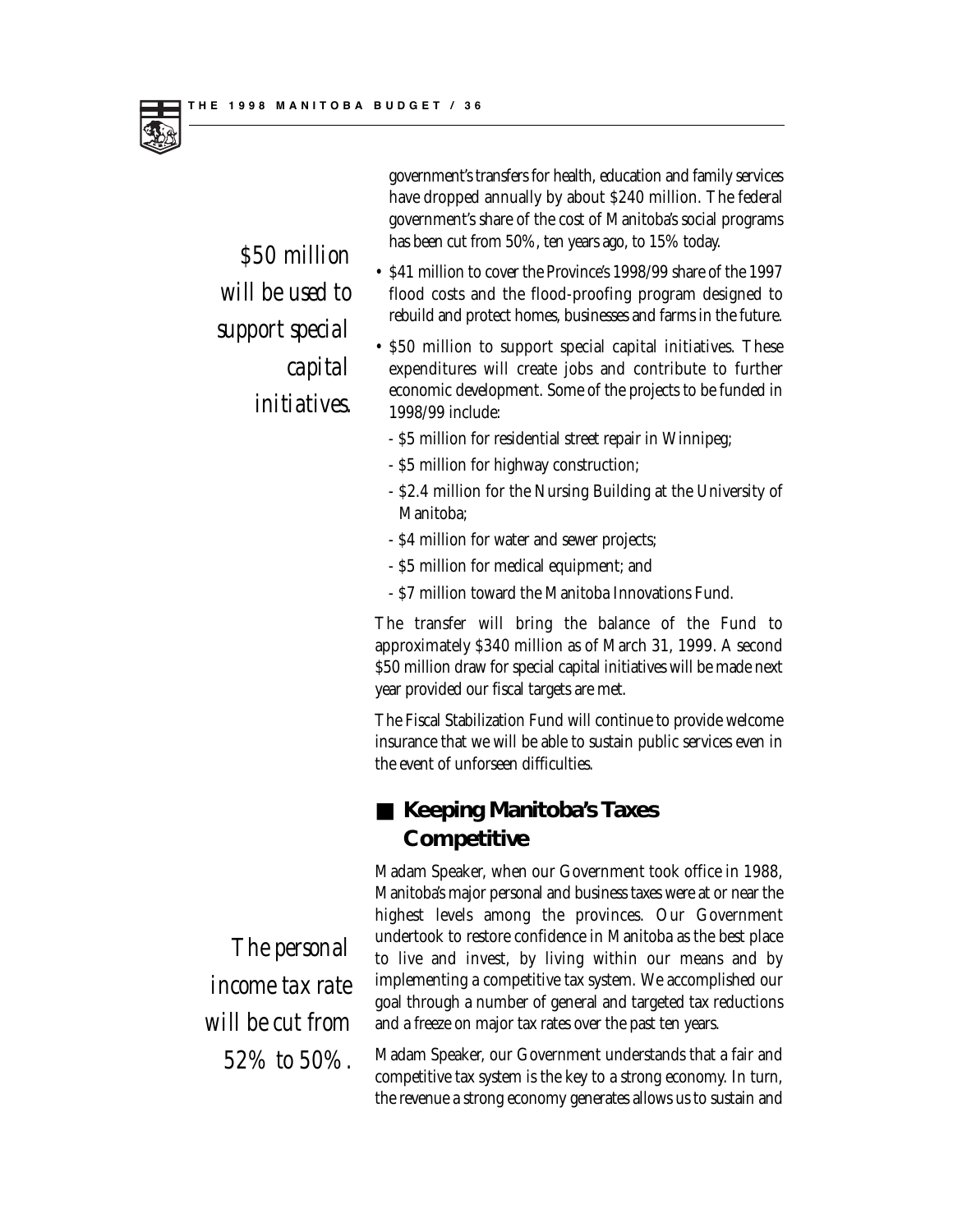*$50 million will be used to support special capital initiatives.*

government's transfers for health, education and family services have dropped annually by about $240 million. The federal government's share of the cost of Manitoba's social programs has been cut from 50%, ten years ago, to 15% today.

- $41 million to cover the Province's 1998/99 share of the 1997 flood costs and the flood-proofing program designed to rebuild and protect homes, businesses and farms in the future.
- $50 million to support special capital initiatives. These expenditures will create jobs and contribute to further economic development. Some of the projects to be funded in 1998/99 include:
  - $5 million for residential street repair in Winnipeg;
  - $5 million for highway construction;
  - $2.4 million for the Nursing Building at the University of Manitoba;
  - $4 million for water and sewer projects;
  - $5 million for medical equipment; and
  - $7 million toward the Manitoba Innovations Fund.

The transfer will bring the balance of the Fund to approximately $340 million as of March 31, 1999. A second $50 million draw for special capital initiatives will be made next year provided our fiscal targets are met.

The Fiscal Stabilization Fund will continue to provide welcome insurance that we will be able to sustain public services even in the event of unforseen difficulties.

## Keeping Manitoba's Taxes Competitive

*The personal income tax rate will be cut from 52% to 50%.*

Madam Speaker, when our Government took office in 1988, Manitoba's major personal and business taxes were at or near the highest levels among the provinces. Our Government undertook to restore confidence in Manitoba as the best place to live and invest, by living within our means and by implementing a competitive tax system. We accomplished our goal through a number of general and targeted tax reductions and a freeze on major tax rates over the past ten years.

Madam Speaker, our Government understands that a fair and competitive tax system is the key to a strong economy. In turn, the revenue a strong economy generates allows us to sustain and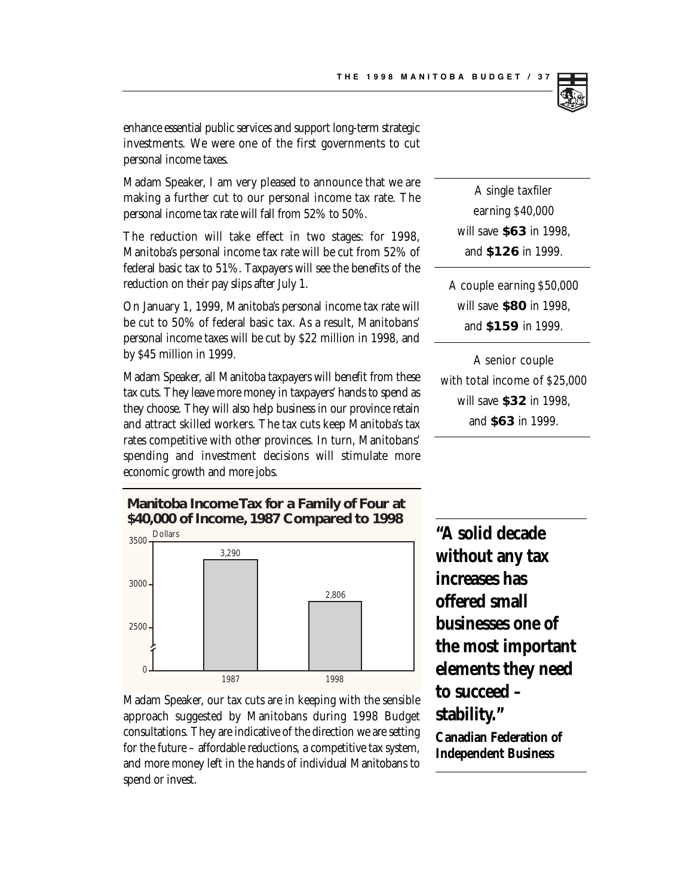enhance essential public services and support long-term strategic investments. We were one of the first governments to cut personal income taxes.

Madam Speaker, I am very pleased to announce that we are making a further cut to our personal income tax rate. The personal income tax rate will fall from 52% to 50%.

The reduction will take effect in two stages: for 1998, Manitoba's personal income tax rate will be cut from 52% of federal basic tax to 51%. Taxpayers will see the benefits of the reduction on their pay slips after July 1.

On January 1, 1999, Manitoba's personal income tax rate will be cut to 50% of federal basic tax. As a result, Manitobans' personal income taxes will be cut by $22 million in 1998, and by $45 million in 1999.

Madam Speaker, all Manitoba taxpayers will benefit from these tax cuts. They leave more money in taxpayers' hands to spend as they choose. They will also help business in our province retain and attract skilled workers. The tax cuts keep Manitoba's tax rates competitive with other provinces. In turn, Manitobans' spending and investment decisions will stimulate more economic growth and more jobs.

A single taxfiler earning $40,000 will save **$63** in 1998, and **$126** in 1999.

A couple earning $50,000 will save **$80** in 1998, and **$159** in 1999.

A senior couple with total income of $25,000 will save **$32** in 1998, and **$63** in 1999.

**Manitoba Income Tax for a Family of Four at $40,000 of Income, 1987 Compared to 1998**

| Year | Dollars |
| --- | --- |
| 1987 | 3,290 |
| 1998 | 2,806 |

Madam Speaker, our tax cuts are in keeping with the sensible approach suggested by Manitobans during 1998 Budget consultations. They are indicative of the direction we are setting for the future – affordable reductions, a competitive tax system, and more money left in the hands of individual Manitobans to spend or invest.

**"A solid decade without any tax increases has offered small businesses one of the most important elements they need to succeed – stability."**

**Canadian Federation of Independent Business**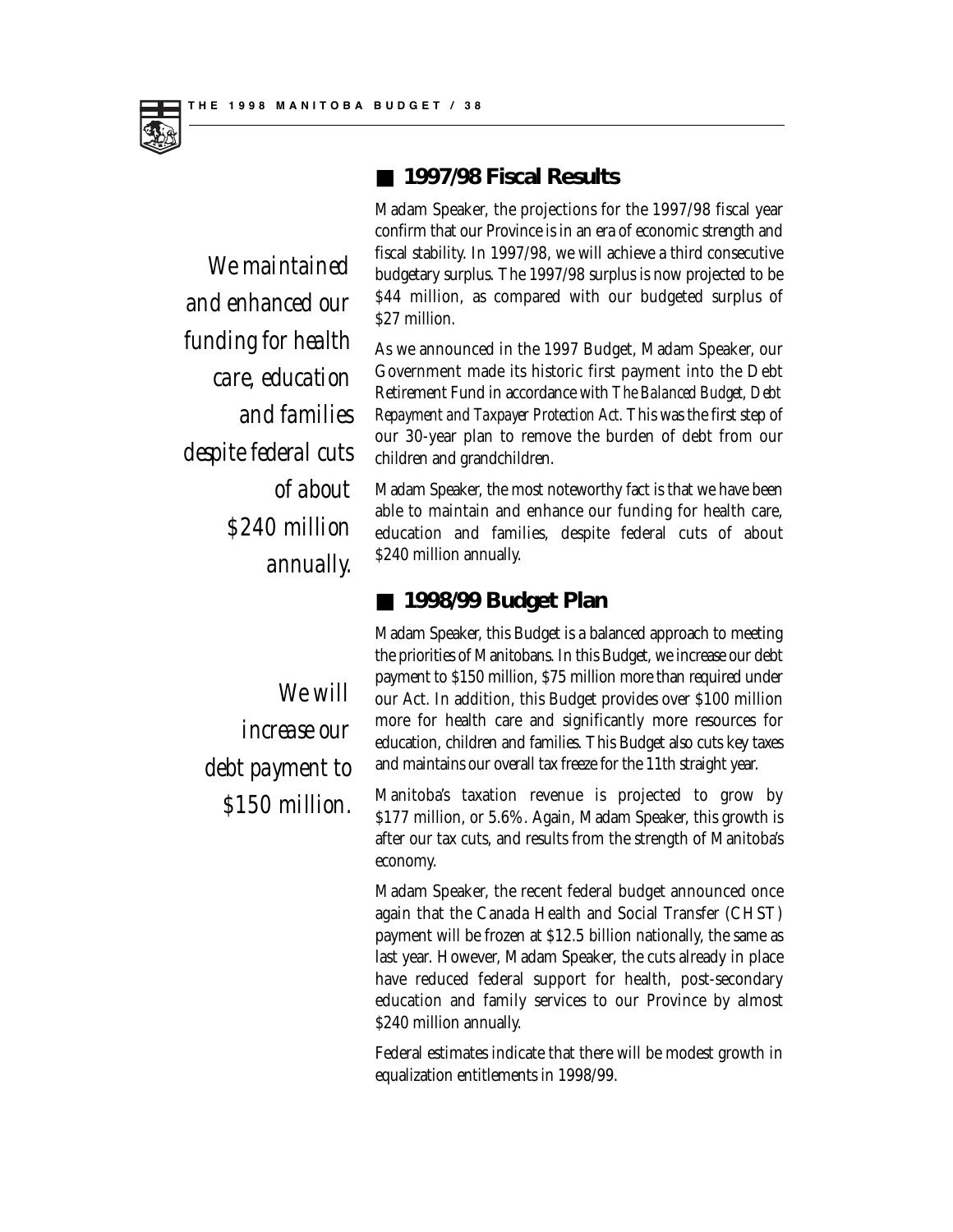## ■ 1997/98 Fiscal Results

*We maintained and enhanced our funding for health care, education and families despite federal cuts of about $240 million annually.*

Madam Speaker, the projections for the 1997/98 fiscal year confirm that our Province is in an era of economic strength and fiscal stability. In 1997/98, we will achieve a third consecutive budgetary surplus. The 1997/98 surplus is now projected to be $44 million, as compared with our budgeted surplus of $27 million.

As we announced in the 1997 Budget, Madam Speaker, our Government made its historic first payment into the Debt Retirement Fund in accordance with *The Balanced Budget, Debt Repayment and Taxpayer Protection Act.* This was the first step of our 30-year plan to remove the burden of debt from our children and grandchildren.

Madam Speaker, the most noteworthy fact is that we have been able to maintain and enhance our funding for health care, education and families, despite federal cuts of about $240 million annually.

## ■ 1998/99 Budget Plan

*We will increase our debt payment to $150 million.*

Madam Speaker, this Budget is a balanced approach to meeting the priorities of Manitobans. In this Budget, we increase our debt payment to $150 million, $75 million more than required under our Act. In addition, this Budget provides over $100 million more for health care and significantly more resources for education, children and families. This Budget also cuts key taxes and maintains our overall tax freeze for the 11th straight year.

Manitoba's taxation revenue is projected to grow by $177 million, or 5.6%. Again, Madam Speaker, this growth is after our tax cuts, and results from the strength of Manitoba's economy.

Madam Speaker, the recent federal budget announced once again that the Canada Health and Social Transfer (CHST) payment will be frozen at $12.5 billion nationally, the same as last year. However, Madam Speaker, the cuts already in place have reduced federal support for health, post-secondary education and family services to our Province by almost $240 million annually.

Federal estimates indicate that there will be modest growth in equalization entitlements in 1998/99.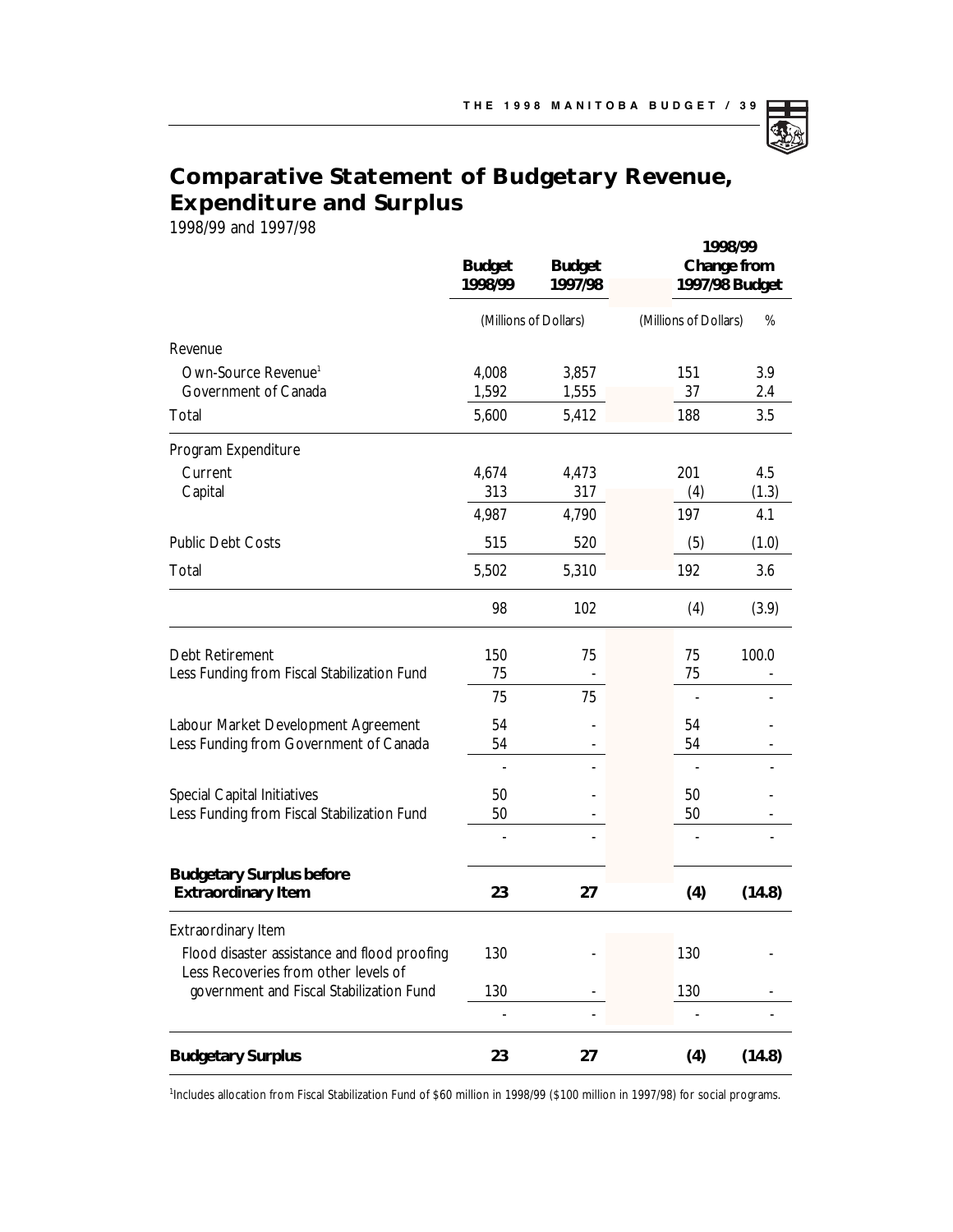# Comparative Statement of Budgetary Revenue, Expenditure and Surplus

1998/99 and 1997/98

| | Budget 1998/99 | Budget 1997/98 | 1998/99 Change from 1997/98 Budget | |
|---|---|---|---|---|
| | (Millions of Dollars) | | (Millions of Dollars) | % |
| **Revenue** | | | | |
| Own-Source Revenue[1] | 4,008 | 3,857 | 151 | 3.9 |
| Government of Canada | 1,592 | 1,555 | 37 | 2.4 |
| Total | 5,600 | 5,412 | 188 | 3.5 |
| **Program Expenditure** | | | | |
| Current | 4,674 | 4,473 | 201 | 4.5 |
| Capital | 313 | 317 | (4) | (1.3) |
| | 4,987 | 4,790 | 197 | 4.1 |
| Public Debt Costs | 515 | 520 | (5) | (1.0) |
| Total | 5,502 | 5,310 | 192 | 3.6 |
| | 98 | 102 | (4) | (3.9) |
| Debt Retirement | 150 | 75 | 75 | 100.0 |
| Less Funding from Fiscal Stabilization Fund | 75 | - | 75 | - |
| | 75 | 75 | - | - |
| Labour Market Development Agreement | 54 | - | 54 | - |
| Less Funding from Government of Canada | 54 | - | 54 | - |
| | - | - | - | - |
| Special Capital Initiatives | 50 | - | 50 | - |
| Less Funding from Fiscal Stabilization Fund | 50 | - | 50 | - |
| | - | - | - | - |
| **Budgetary Surplus before Extraordinary Item** | **23** | **27** | **(4)** | **(14.8)** |
| Extraordinary Item | | | | |
| Flood disaster assistance and flood proofing | 130 | - | 130 | - |
| Less Recoveries from other levels of government and Fiscal Stabilization Fund | 130 | - | 130 | - |
| | - | - | - | - |
| **Budgetary Surplus** | **23** | **27** | **(4)** | **(14.8)** |

[1]Includes allocation from Fiscal Stabilization Fund of $60 million in 1998/99 ($100 million in 1997/98) for social programs.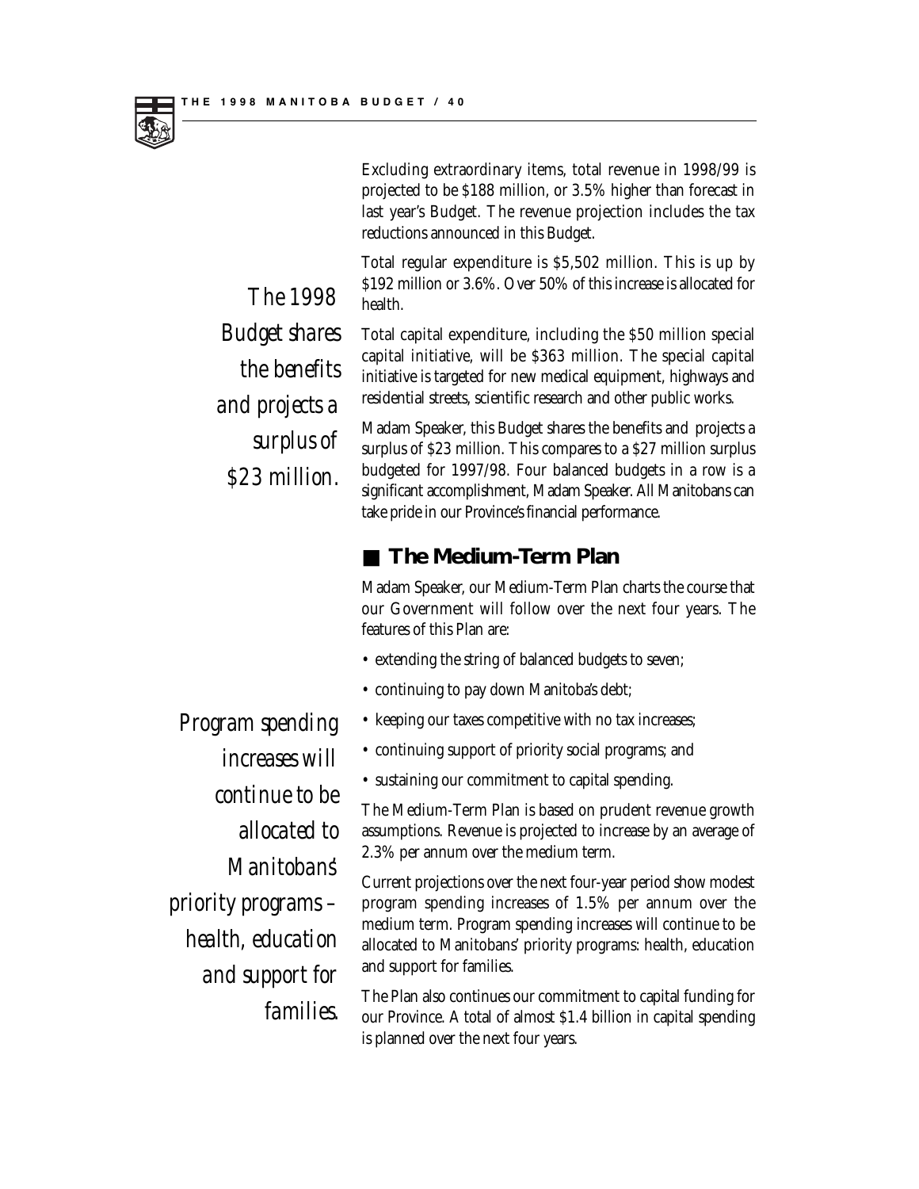Excluding extraordinary items, total revenue in 1998/99 is projected to be $188 million, or 3.5% higher than forecast in last year's Budget. The revenue projection includes the tax reductions announced in this Budget.

Total regular expenditure is $5,502 million. This is up by $192 million or 3.6%. Over 50% of this increase is allocated for health.

*The 1998 Budget shares the benefits and projects a surplus of $23 million.*

Total capital expenditure, including the $50 million special capital initiative, will be $363 million. The special capital initiative is targeted for new medical equipment, highways and residential streets, scientific research and other public works.

Madam Speaker, this Budget shares the benefits and projects a surplus of $23 million. This compares to a $27 million surplus budgeted for 1997/98. Four balanced budgets in a row is a significant accomplishment, Madam Speaker. All Manitobans can take pride in our Province's financial performance.

## The Medium-Term Plan

Madam Speaker, our Medium-Term Plan charts the course that our Government will follow over the next four years. The features of this Plan are:

- extending the string of balanced budgets to seven;
- continuing to pay down Manitoba's debt;
- keeping our taxes competitive with no tax increases;
- continuing support of priority social programs; and
- sustaining our commitment to capital spending.

*Program spending increases will continue to be allocated to Manitobans' priority programs – health, education and support for families.*

The Medium-Term Plan is based on prudent revenue growth assumptions. Revenue is projected to increase by an average of 2.3% per annum over the medium term.

Current projections over the next four-year period show modest program spending increases of 1.5% per annum over the medium term. Program spending increases will continue to be allocated to Manitobans' priority programs: health, education and support for families.

The Plan also continues our commitment to capital funding for our Province. A total of almost $1.4 billion in capital spending is planned over the next four years.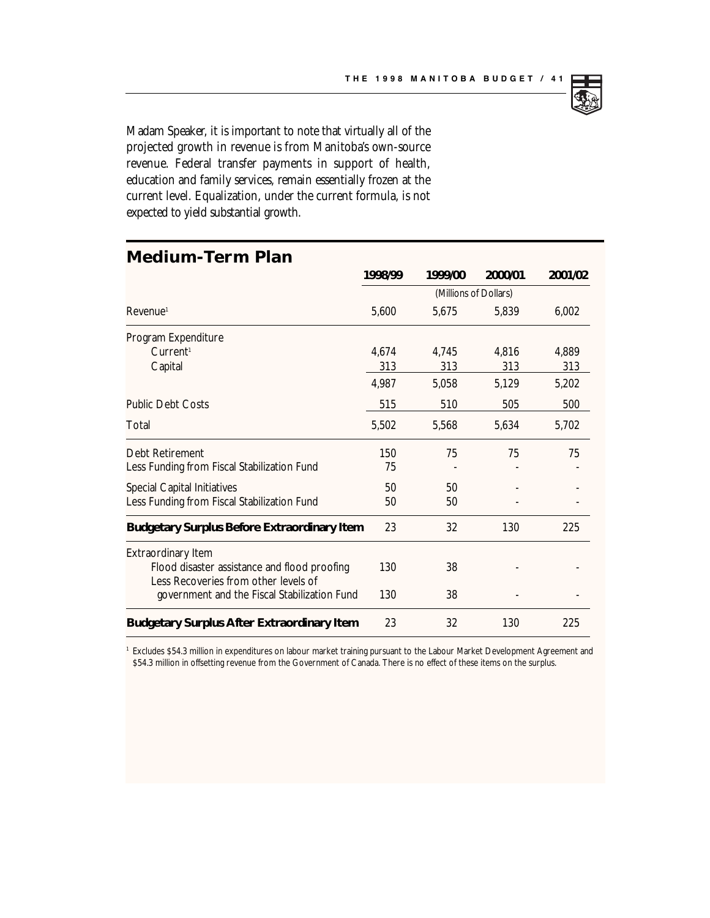Madam Speaker, it is important to note that virtually all of the projected growth in revenue is from Manitoba's own-source revenue. Federal transfer payments in support of health, education and family services, remain essentially frozen at the current level. Equalization, under the current formula, is not expected to yield substantial growth.

## Medium-Term Plan

| | 1998/99 | 1999/00 | 2000/01 | 2001/02 |
|---|---|---|---|---|
| | (Millions of Dollars) | | | |
| Revenue[1] | 5,600 | 5,675 | 5,839 | 6,002 |
| Program Expenditure | | | | |
| Current[1] | 4,674 | 4,745 | 4,816 | 4,889 |
| Capital | 313 | 313 | 313 | 313 |
| | 4,987 | 5,058 | 5,129 | 5,202 |
| Public Debt Costs | 515 | 510 | 505 | 500 |
| Total | 5,502 | 5,568 | 5,634 | 5,702 |
| Debt Retirement | 150 | 75 | 75 | 75 |
| Less Funding from Fiscal Stabilization Fund | 75 | - | - | - |
| Special Capital Initiatives | 50 | 50 | - | - |
| Less Funding from Fiscal Stabilization Fund | 50 | 50 | - | - |
| **Budgetary Surplus Before Extraordinary Item** | 23 | 32 | 130 | 225 |
| Extraordinary Item | | | | |
| Flood disaster assistance and flood proofing | 130 | 38 | - | - |
| Less Recoveries from other levels of government and the Fiscal Stabilization Fund | 130 | 38 | - | - |
| **Budgetary Surplus After Extraordinary Item** | 23 | 32 | 130 | 225 |

[1] Excludes $54.3 million in expenditures on labour market training pursuant to the Labour Market Development Agreement and $54.3 million in offsetting revenue from the Government of Canada. There is no effect of these items on the surplus.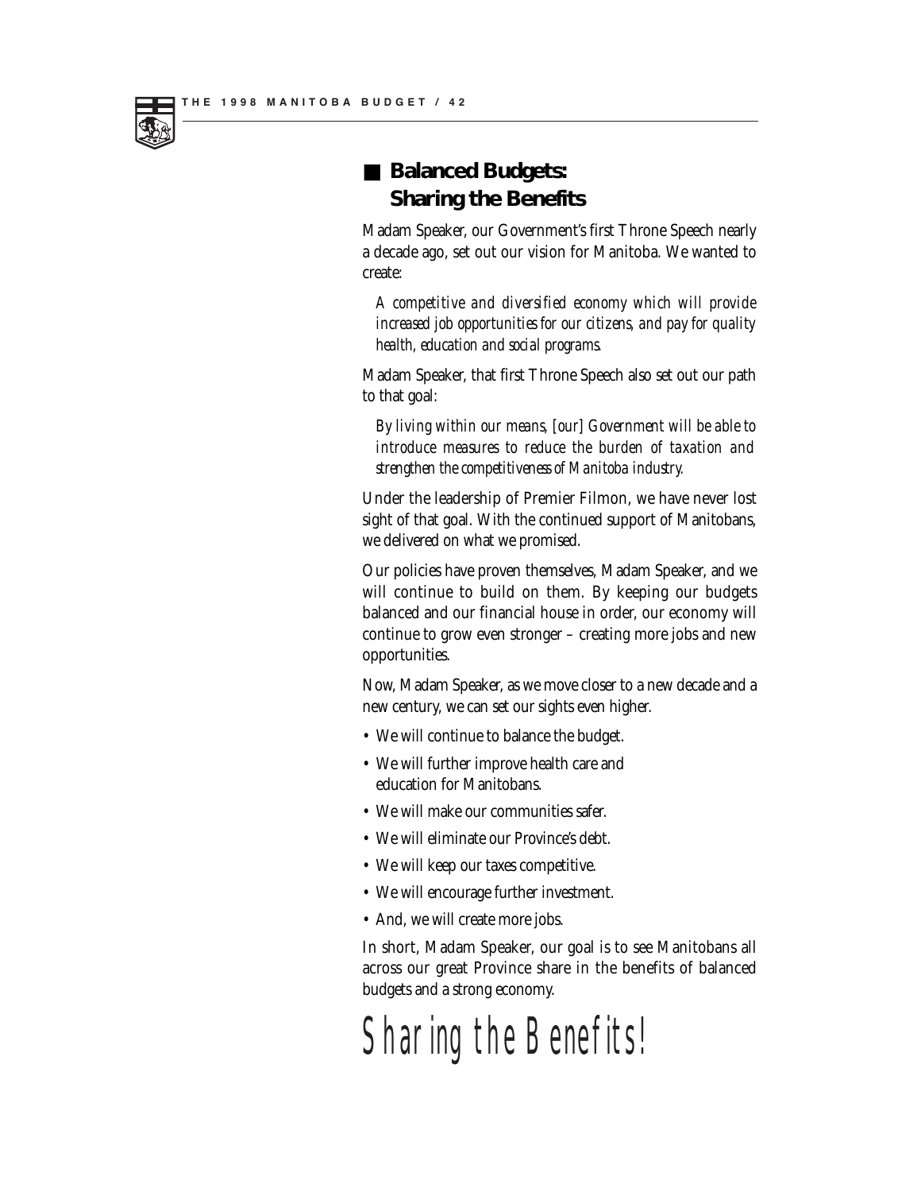## Balanced Budgets: Sharing the Benefits

Madam Speaker, our Government's first Throne Speech nearly a decade ago, set out our vision for Manitoba. We wanted to create:

> *A competitive and diversified economy which will provide increased job opportunities for our citizens, and pay for quality health, education and social programs.*

Madam Speaker, that first Throne Speech also set out our path to that goal:

> *By living within our means, [our] Government will be able to introduce measures to reduce the burden of taxation and strengthen the competitiveness of Manitoba industry.*

Under the leadership of Premier Filmon, we have never lost sight of that goal. With the continued support of Manitobans, we delivered on what we promised.

Our policies have proven themselves, Madam Speaker, and we will continue to build on them. By keeping our budgets balanced and our financial house in order, our economy will continue to grow even stronger – creating more jobs and new opportunities.

Now, Madam Speaker, as we move closer to a new decade and a new century, we can set our sights even higher.

- We will continue to balance the budget.
- We will further improve health care and education for Manitobans.
- We will make our communities safer.
- We will eliminate our Province's debt.
- We will keep our taxes competitive.
- We will encourage further investment.
- And, we will create more jobs.

In short, Madam Speaker, our goal is to see Manitobans all across our great Province share in the benefits of balanced budgets and a strong economy.

# Sharing the Benefits!